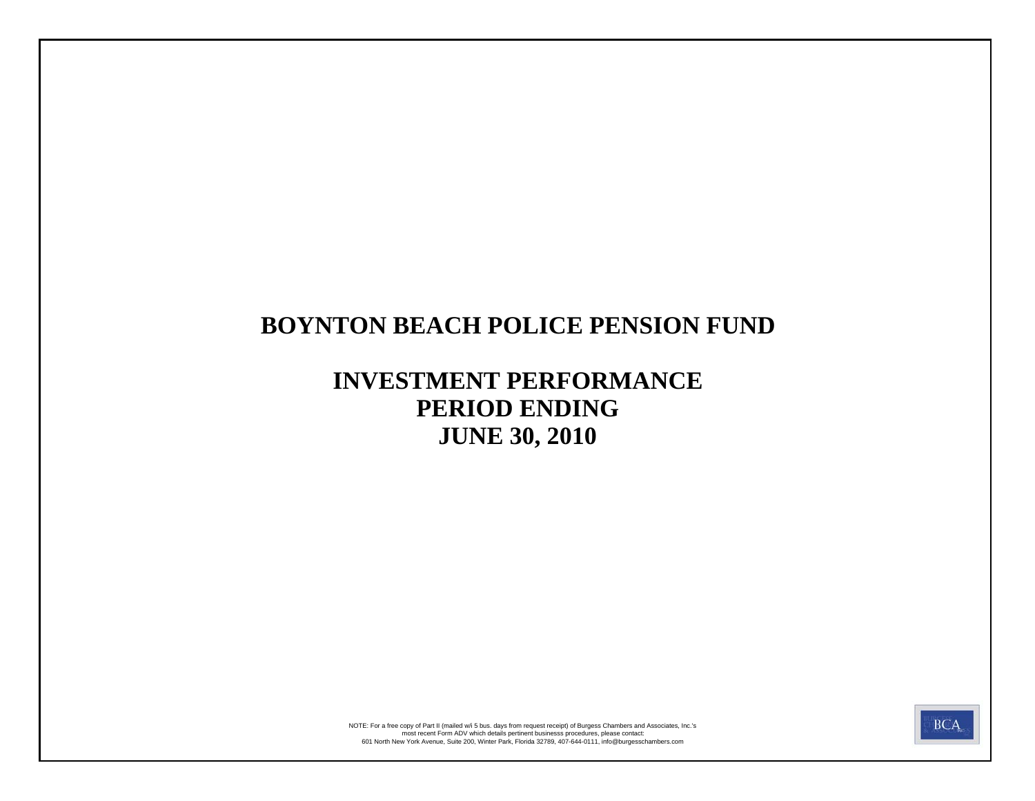# BOYNTON BEACH POLICE PENSION FUND

## INVESTMENT PERFORMANCE
## PERIOD ENDING
## JUNE 30, 2010

NOTE: For a free copy of Part II (mailed w/i 5 bus. days from request receipt) of Burgess Chambers and Associates, Inc.'s most recent Form ADV which details pertinent businesss procedures, please contact:
601 North New York Avenue, Suite 200, Winter Park, Florida 32789, 407-644-0111, info@burgesschambers.com

BCA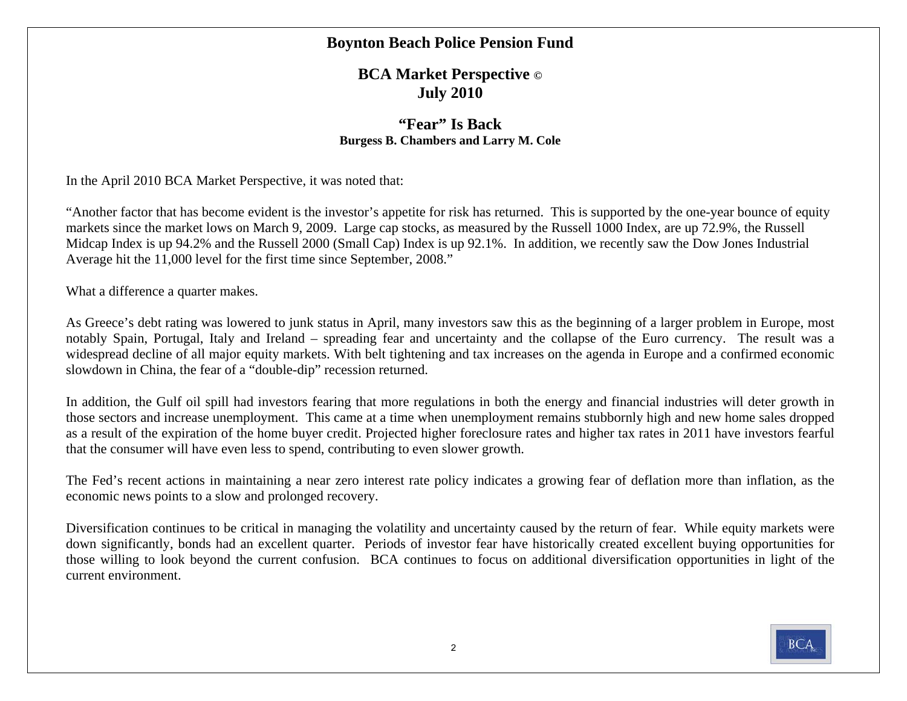# Boynton Beach Police Pension Fund

## BCA Market Perspective ©
## July 2010

### "Fear" Is Back
**Burgess B. Chambers and Larry M. Cole**

In the April 2010 BCA Market Perspective, it was noted that:

"Another factor that has become evident is the investor's appetite for risk has returned. This is supported by the one-year bounce of equity markets since the market lows on March 9, 2009. Large cap stocks, as measured by the Russell 1000 Index, are up 72.9%, the Russell Midcap Index is up 94.2% and the Russell 2000 (Small Cap) Index is up 92.1%. In addition, we recently saw the Dow Jones Industrial Average hit the 11,000 level for the first time since September, 2008."

What a difference a quarter makes.

As Greece's debt rating was lowered to junk status in April, many investors saw this as the beginning of a larger problem in Europe, most notably Spain, Portugal, Italy and Ireland – spreading fear and uncertainty and the collapse of the Euro currency. The result was a widespread decline of all major equity markets. With belt tightening and tax increases on the agenda in Europe and a confirmed economic slowdown in China, the fear of a "double-dip" recession returned.

In addition, the Gulf oil spill had investors fearing that more regulations in both the energy and financial industries will deter growth in those sectors and increase unemployment. This came at a time when unemployment remains stubbornly high and new home sales dropped as a result of the expiration of the home buyer credit. Projected higher foreclosure rates and higher tax rates in 2011 have investors fearful that the consumer will have even less to spend, contributing to even slower growth.

The Fed's recent actions in maintaining a near zero interest rate policy indicates a growing fear of deflation more than inflation, as the economic news points to a slow and prolonged recovery.

Diversification continues to be critical in managing the volatility and uncertainty caused by the return of fear. While equity markets were down significantly, bonds had an excellent quarter. Periods of investor fear have historically created excellent buying opportunities for those willing to look beyond the current confusion. BCA continues to focus on additional diversification opportunities in light of the current environment.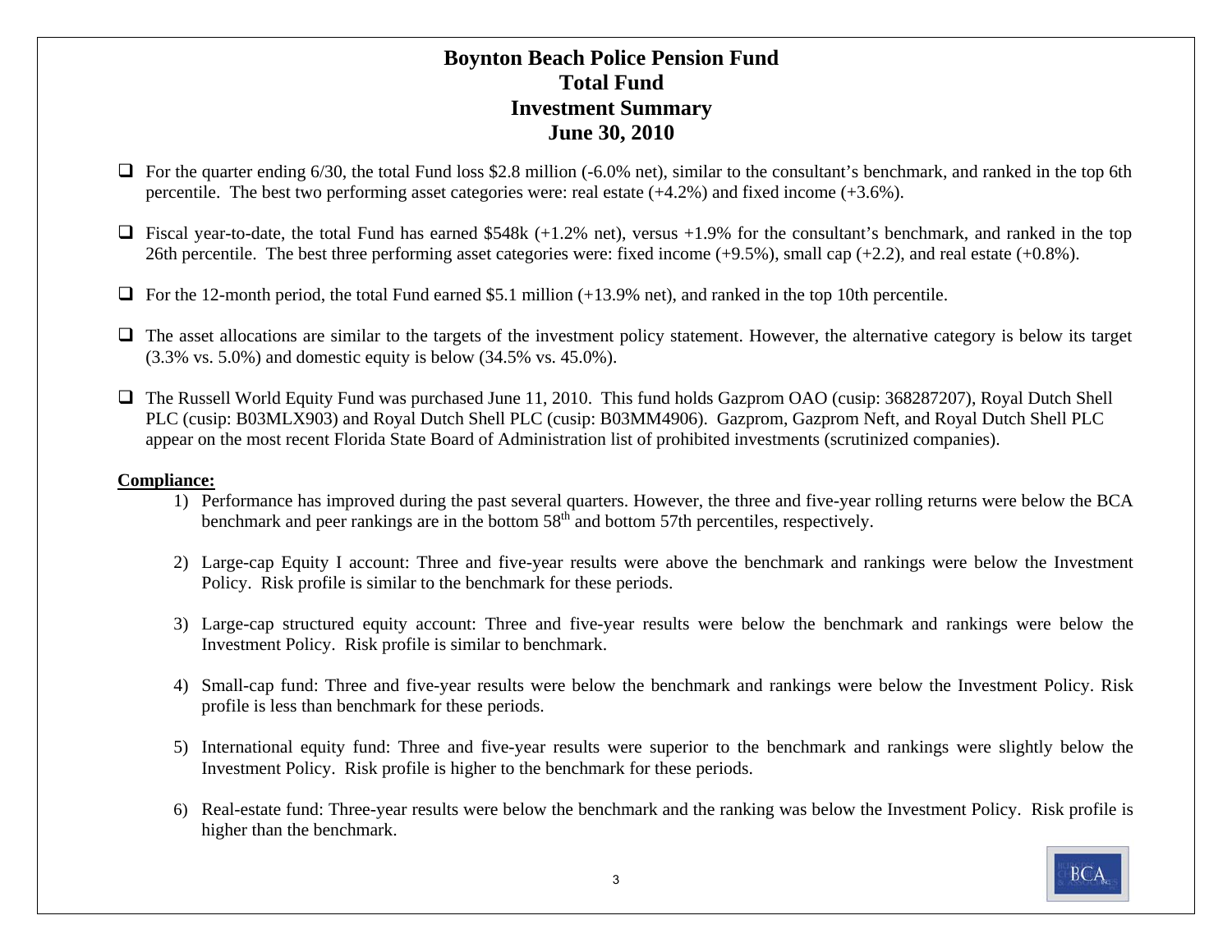# Boynton Beach Police Pension Fund
## Total Fund
## Investment Summary
## June 30, 2010

- For the quarter ending 6/30, the total Fund loss $2.8 million (-6.0% net), similar to the consultant's benchmark, and ranked in the top 6th percentile. The best two performing asset categories were: real estate (+4.2%) and fixed income (+3.6%).

- Fiscal year-to-date, the total Fund has earned $548k (+1.2% net), versus +1.9% for the consultant's benchmark, and ranked in the top 26th percentile. The best three performing asset categories were: fixed income (+9.5%), small cap (+2.2), and real estate (+0.8%).

- For the 12-month period, the total Fund earned $5.1 million (+13.9% net), and ranked in the top 10th percentile.

- The asset allocations are similar to the targets of the investment policy statement. However, the alternative category is below its target (3.3% vs. 5.0%) and domestic equity is below (34.5% vs. 45.0%).

- The Russell World Equity Fund was purchased June 11, 2010. This fund holds Gazprom OAO (cusip: 368287207), Royal Dutch Shell PLC (cusip: B03MLX903) and Royal Dutch Shell PLC (cusip: B03MM4906). Gazprom, Gazprom Neft, and Royal Dutch Shell PLC appear on the most recent Florida State Board of Administration list of prohibited investments (scrutinized companies).

**Compliance:**

1) Performance has improved during the past several quarters. However, the three and five-year rolling returns were below the BCA benchmark and peer rankings are in the bottom 58th and bottom 57th percentiles, respectively.

2) Large-cap Equity I account: Three and five-year results were above the benchmark and rankings were below the Investment Policy. Risk profile is similar to the benchmark for these periods.

3) Large-cap structured equity account: Three and five-year results were below the benchmark and rankings were below the Investment Policy. Risk profile is similar to benchmark.

4) Small-cap fund: Three and five-year results were below the benchmark and rankings were below the Investment Policy. Risk profile is less than benchmark for these periods.

5) International equity fund: Three and five-year results were superior to the benchmark and rankings were slightly below the Investment Policy. Risk profile is higher to the benchmark for these periods.

6) Real-estate fund: Three-year results were below the benchmark and the ranking was below the Investment Policy. Risk profile is higher than the benchmark.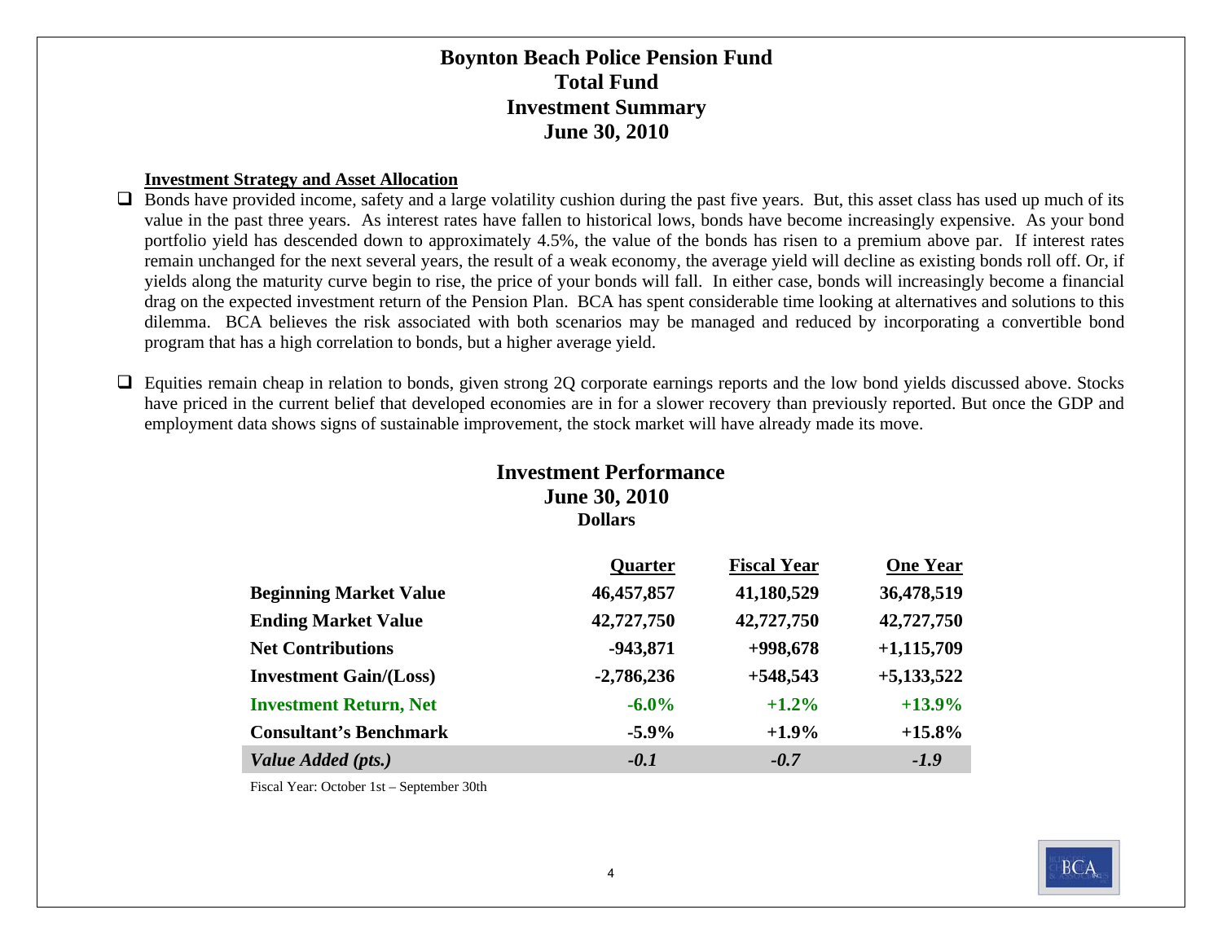# Boynton Beach Police Pension Fund
# Total Fund
# Investment Summary
# June 30, 2010

**Investment Strategy and Asset Allocation**

- Bonds have provided income, safety and a large volatility cushion during the past five years. But, this asset class has used up much of its value in the past three years. As interest rates have fallen to historical lows, bonds have become increasingly expensive. As your bond portfolio yield has descended down to approximately 4.5%, the value of the bonds has risen to a premium above par. If interest rates remain unchanged for the next several years, the result of a weak economy, the average yield will decline as existing bonds roll off. Or, if yields along the maturity curve begin to rise, the price of your bonds will fall. In either case, bonds will increasingly become a financial drag on the expected investment return of the Pension Plan. BCA has spent considerable time looking at alternatives and solutions to this dilemma. BCA believes the risk associated with both scenarios may be managed and reduced by incorporating a convertible bond program that has a high correlation to bonds, but a higher average yield.

- Equities remain cheap in relation to bonds, given strong 2Q corporate earnings reports and the low bond yields discussed above. Stocks have priced in the current belief that developed economies are in for a slower recovery than previously reported. But once the GDP and employment data shows signs of sustainable improvement, the stock market will have already made its move.

## Investment Performance
## June 30, 2010
### Dollars

| | Quarter | Fiscal Year | One Year |
|---|---|---|---|
| **Beginning Market Value** | 46,457,857 | 41,180,529 | 36,478,519 |
| **Ending Market Value** | 42,727,750 | 42,727,750 | 42,727,750 |
| **Net Contributions** | -943,871 | +998,678 | +1,115,709 |
| **Investment Gain/(Loss)** | -2,786,236 | +548,543 | +5,133,522 |
| **Investment Return, Net** | -6.0% | +1.2% | +13.9% |
| **Consultant's Benchmark** | -5.9% | +1.9% | +15.8% |
| ***Value Added (pts.)*** | *-0.1* | *-0.7* | *-1.9* |

Fiscal Year: October 1st – September 30th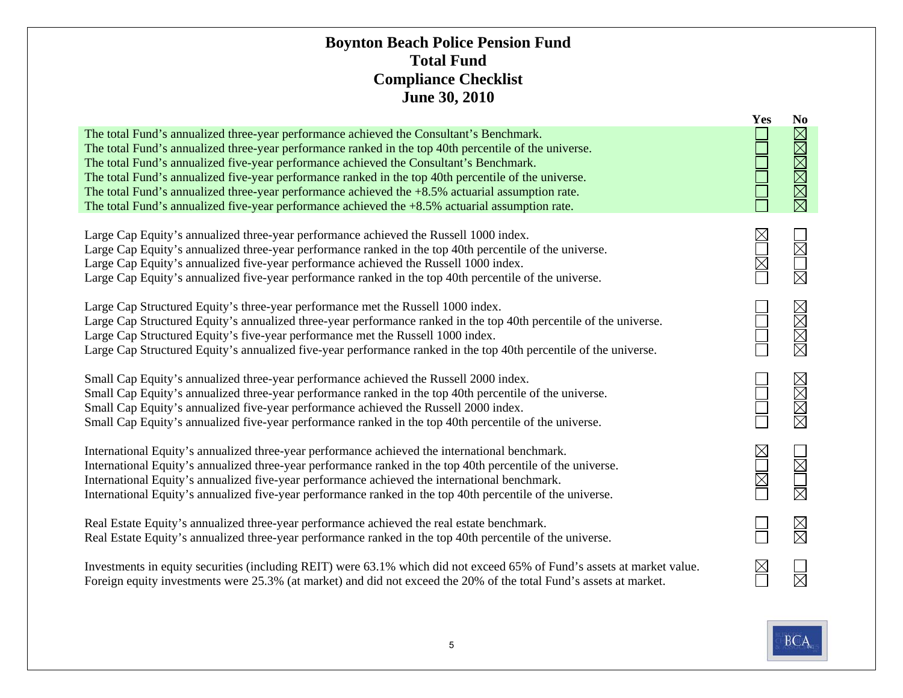# Boynton Beach Police Pension Fund
## Total Fund
## Compliance Checklist
## June 30, 2010

| | Yes | No |
|---|---|---|
| The total Fund's annualized three-year performance achieved the Consultant's Benchmark. | ☐ | ☒ |
| The total Fund's annualized three-year performance ranked in the top 40th percentile of the universe. | ☐ | ☒ |
| The total Fund's annualized five-year performance achieved the Consultant's Benchmark. | ☐ | ☒ |
| The total Fund's annualized five-year performance ranked in the top 40th percentile of the universe. | ☐ | ☒ |
| The total Fund's annualized three-year performance achieved the +8.5% actuarial assumption rate. | ☐ | ☒ |
| The total Fund's annualized five-year performance achieved the +8.5% actuarial assumption rate. | ☐ | ☒ |
| | | |
| Large Cap Equity's annualized three-year performance achieved the Russell 1000 index. | ☒ | ☐ |
| Large Cap Equity's annualized three-year performance ranked in the top 40th percentile of the universe. | ☐ | ☒ |
| Large Cap Equity's annualized five-year performance achieved the Russell 1000 index. | ☒ | ☐ |
| Large Cap Equity's annualized five-year performance ranked in the top 40th percentile of the universe. | ☐ | ☒ |
| | | |
| Large Cap Structured Equity's three-year performance met the Russell 1000 index. | ☐ | ☒ |
| Large Cap Structured Equity's annualized three-year performance ranked in the top 40th percentile of the universe. | ☐ | ☒ |
| Large Cap Structured Equity's five-year performance met the Russell 1000 index. | ☐ | ☒ |
| Large Cap Structured Equity's annualized five-year performance ranked in the top 40th percentile of the universe. | ☐ | ☒ |
| | | |
| Small Cap Equity's annualized three-year performance achieved the Russell 2000 index. | ☐ | ☒ |
| Small Cap Equity's annualized three-year performance ranked in the top 40th percentile of the universe. | ☐ | ☒ |
| Small Cap Equity's annualized five-year performance achieved the Russell 2000 index. | ☐ | ☒ |
| Small Cap Equity's annualized five-year performance ranked in the top 40th percentile of the universe. | ☐ | ☒ |
| | | |
| International Equity's annualized three-year performance achieved the international benchmark. | ☒ | ☐ |
| International Equity's annualized three-year performance ranked in the top 40th percentile of the universe. | ☐ | ☒ |
| International Equity's annualized five-year performance achieved the international benchmark. | ☒ | ☐ |
| International Equity's annualized five-year performance ranked in the top 40th percentile of the universe. | ☐ | ☒ |
| | | |
| Real Estate Equity's annualized three-year performance achieved the real estate benchmark. | ☐ | ☒ |
| Real Estate Equity's annualized three-year performance ranked in the top 40th percentile of the universe. | ☐ | ☒ |
| | | |
| Investments in equity securities (including REIT) were 63.1% which did not exceed 65% of Fund's assets at market value. | ☒ | ☐ |
| Foreign equity investments were 25.3% (at market) and did not exceed the 20% of the total Fund's assets at market. | ☐ | ☒ |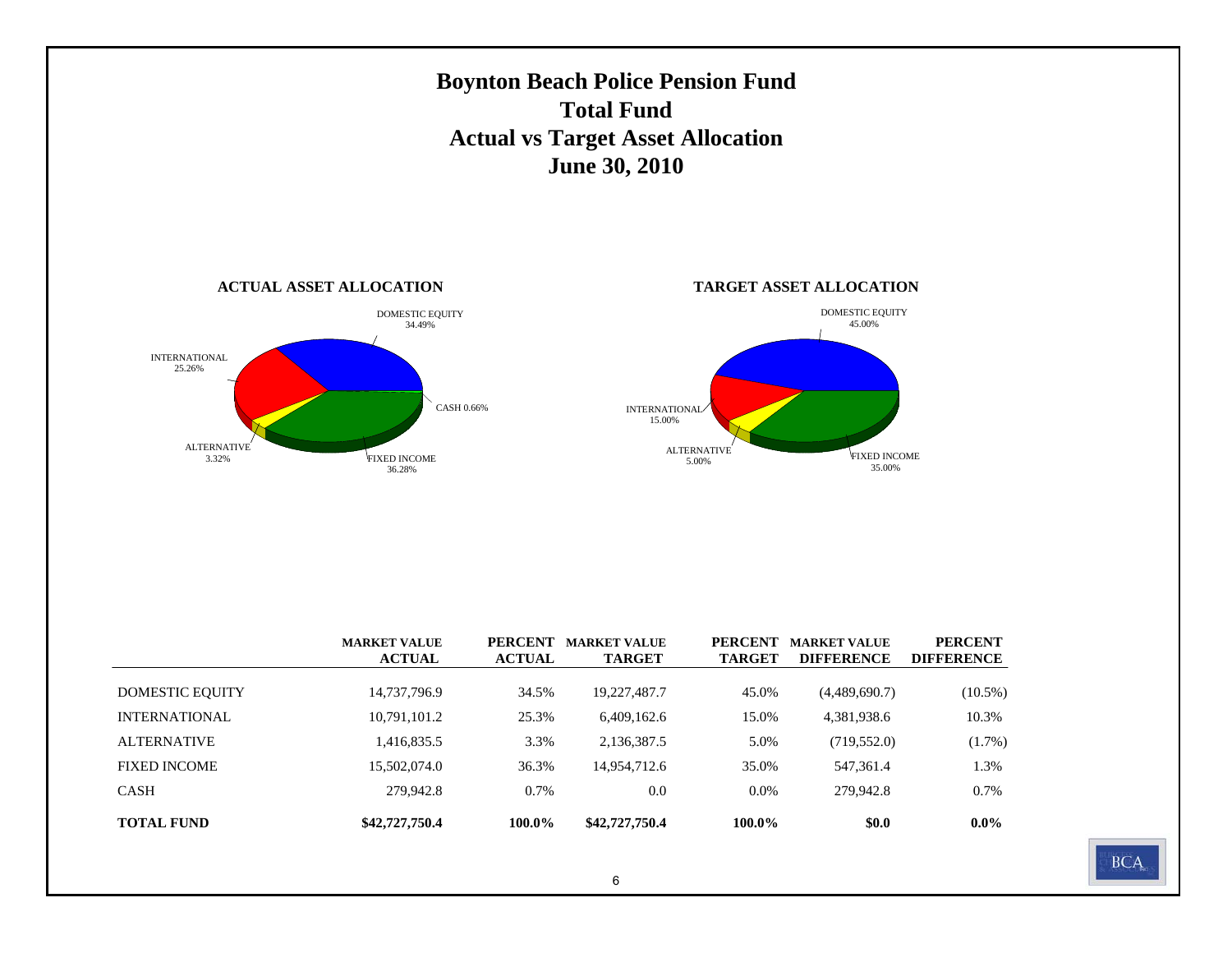# Boynton Beach Police Pension Fund
## Total Fund
## Actual vs Target Asset Allocation
## June 30, 2010

**ACTUAL ASSET ALLOCATION**

DOMESTIC EQUITY 34.49%
INTERNATIONAL 25.26%
CASH 0.66%
ALTERNATIVE 3.32%
FIXED INCOME 36.28%

**TARGET ASSET ALLOCATION**

DOMESTIC EQUITY 45.00%
INTERNATIONAL 15.00%
ALTERNATIVE 5.00%
FIXED INCOME 35.00%

| | MARKET VALUE ACTUAL | PERCENT ACTUAL | MARKET VALUE TARGET | PERCENT TARGET | MARKET VALUE DIFFERENCE | PERCENT DIFFERENCE |
|---|---|---|---|---|---|---|
| DOMESTIC EQUITY | 14,737,796.9 | 34.5% | 19,227,487.7 | 45.0% | (4,489,690.7) | (10.5%) |
| INTERNATIONAL | 10,791,101.2 | 25.3% | 6,409,162.6 | 15.0% | 4,381,938.6 | 10.3% |
| ALTERNATIVE | 1,416,835.5 | 3.3% | 2,136,387.5 | 5.0% | (719,552.0) | (1.7%) |
| FIXED INCOME | 15,502,074.0 | 36.3% | 14,954,712.6 | 35.0% | 547,361.4 | 1.3% |
| CASH | 279,942.8 | 0.7% | 0.0 | 0.0% | 279,942.8 | 0.7% |
| **TOTAL FUND** | **$42,727,750.4** | **100.0%** | **$42,727,750.4** | **100.0%** | **$0.0** | **0.0%** |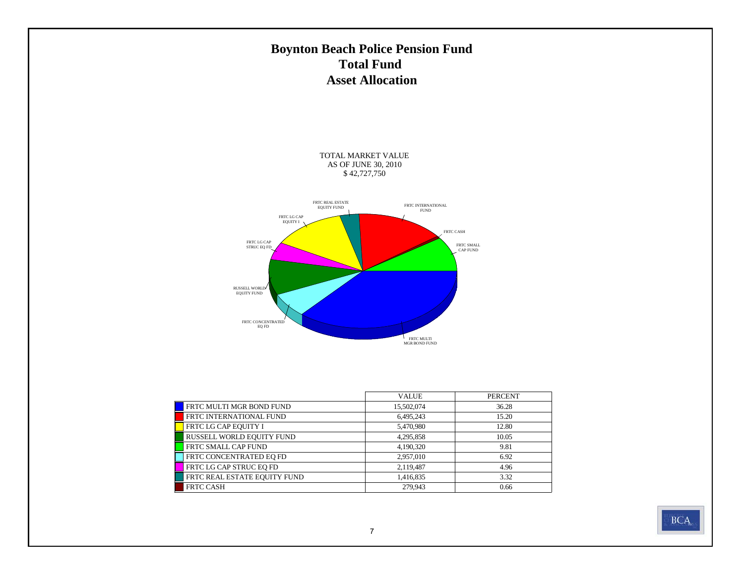# Boynton Beach Police Pension Fund
## Total Fund
## Asset Allocation

TOTAL MARKET VALUE
AS OF JUNE 30, 2010
$ 42,727,750

| | VALUE | PERCENT |
|---|---|---|
| FRTC MULTI MGR BOND FUND | 15,502,074 | 36.28 |
| FRTC INTERNATIONAL FUND | 6,495,243 | 15.20 |
| FRTC LG CAP EQUITY I | 5,470,980 | 12.80 |
| RUSSELL WORLD EQUITY FUND | 4,295,858 | 10.05 |
| FRTC SMALL CAP FUND | 4,190,320 | 9.81 |
| FRTC CONCENTRATED EQ FD | 2,957,010 | 6.92 |
| FRTC LG CAP STRUC EQ FD | 2,119,487 | 4.96 |
| FRTC REAL ESTATE EQUITY FUND | 1,416,835 | 3.32 |
| FRTC CASH | 279,943 | 0.66 |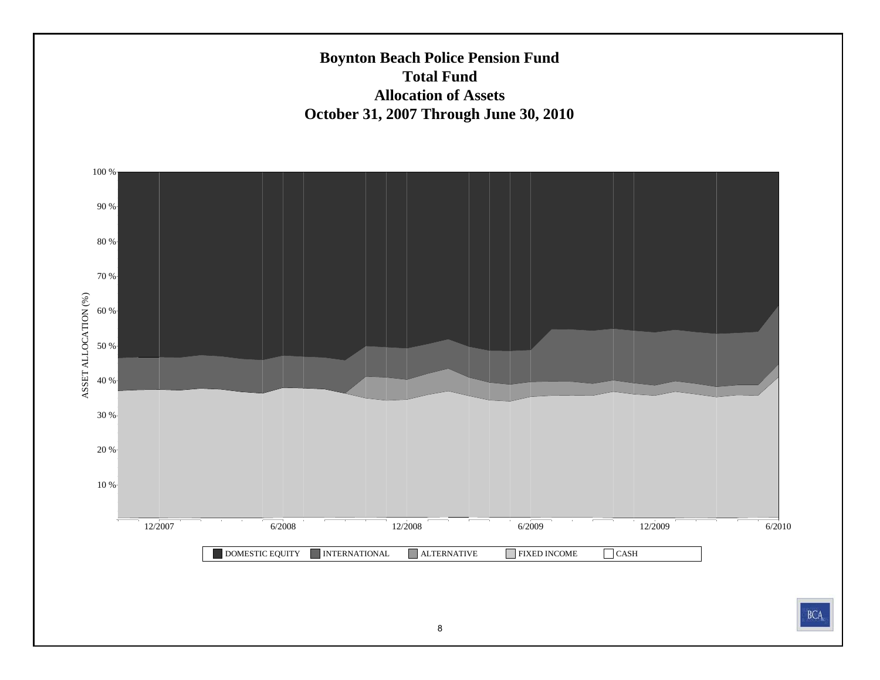# Boynton Beach Police Pension Fund
## Total Fund
## Allocation of Assets
## October 31, 2007 Through June 30, 2010

ASSET ALLOCATION (%)

100 %
90 %
80 %
70 %
60 %
50 %
40 %
30 %
20 %
10 %

12/2007 6/2008 12/2008 6/2009 12/2009 6/2010

DOMESTIC EQUITY INTERNATIONAL ALTERNATIVE FIXED INCOME CASH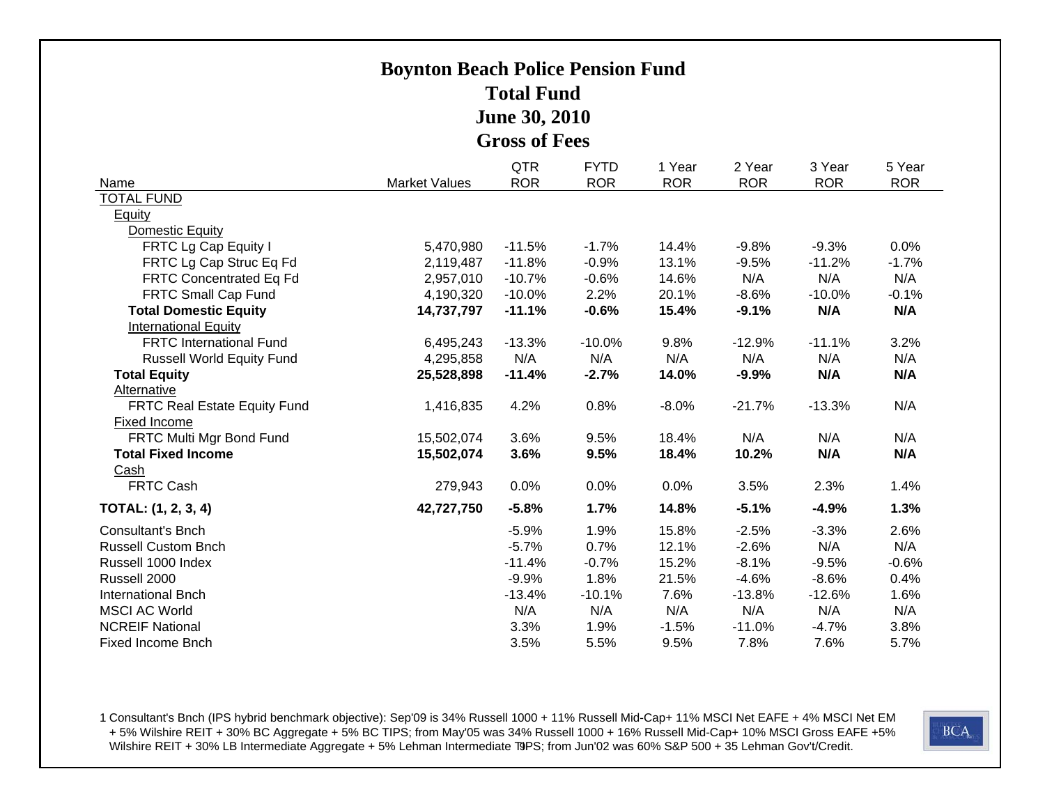# Boynton Beach Police Pension Fund

## Total Fund

## June 30, 2010

## Gross of Fees

| Name | Market Values | QTR ROR | FYTD ROR | 1 Year ROR | 2 Year ROR | 3 Year ROR | 5 Year ROR |
|---|---|---|---|---|---|---|---|
| TOTAL FUND | | | | | | | |
| Equity | | | | | | | |
| Domestic Equity | | | | | | | |
| FRTC Lg Cap Equity I | 5,470,980 | -11.5% | -1.7% | 14.4% | -9.8% | -9.3% | 0.0% |
| FRTC Lg Cap Struc Eq Fd | 2,119,487 | -11.8% | -0.9% | 13.1% | -9.5% | -11.2% | -1.7% |
| FRTC Concentrated Eq Fd | 2,957,010 | -10.7% | -0.6% | 14.6% | N/A | N/A | N/A |
| FRTC Small Cap Fund | 4,190,320 | -10.0% | 2.2% | 20.1% | -8.6% | -10.0% | -0.1% |
| **Total Domestic Equity** | **14,737,797** | **-11.1%** | **-0.6%** | **15.4%** | **-9.1%** | **N/A** | **N/A** |
| International Equity | | | | | | | |
| FRTC International Fund | 6,495,243 | -13.3% | -10.0% | 9.8% | -12.9% | -11.1% | 3.2% |
| Russell World Equity Fund | 4,295,858 | N/A | N/A | N/A | N/A | N/A | N/A |
| **Total Equity** | **25,528,898** | **-11.4%** | **-2.7%** | **14.0%** | **-9.9%** | **N/A** | **N/A** |
| Alternative | | | | | | | |
| FRTC Real Estate Equity Fund | 1,416,835 | 4.2% | 0.8% | -8.0% | -21.7% | -13.3% | N/A |
| Fixed Income | | | | | | | |
| FRTC Multi Mgr Bond Fund | 15,502,074 | 3.6% | 9.5% | 18.4% | N/A | N/A | N/A |
| **Total Fixed Income** | **15,502,074** | **3.6%** | **9.5%** | **18.4%** | **10.2%** | **N/A** | **N/A** |
| Cash | | | | | | | |
| FRTC Cash | 279,943 | 0.0% | 0.0% | 0.0% | 3.5% | 2.3% | 1.4% |
| **TOTAL: (1, 2, 3, 4)** | **42,727,750** | **-5.8%** | **1.7%** | **14.8%** | **-5.1%** | **-4.9%** | **1.3%** |
| Consultant's Bnch | | -5.9% | 1.9% | 15.8% | -2.5% | -3.3% | 2.6% |
| Russell Custom Bnch | | -5.7% | 0.7% | 12.1% | -2.6% | N/A | N/A |
| Russell 1000 Index | | -11.4% | -0.7% | 15.2% | -8.1% | -9.5% | -0.6% |
| Russell 2000 | | -9.9% | 1.8% | 21.5% | -4.6% | -8.6% | 0.4% |
| International Bnch | | -13.4% | -10.1% | 7.6% | -13.8% | -12.6% | 1.6% |
| MSCI AC World | | N/A | N/A | N/A | N/A | N/A | N/A |
| NCREIF National | | 3.3% | 1.9% | -1.5% | -11.0% | -4.7% | 3.8% |
| Fixed Income Bnch | | 3.5% | 5.5% | 9.5% | 7.8% | 7.6% | 5.7% |

1 Consultant's Bnch (IPS hybrid benchmark objective): Sep'09 is 34% Russell 1000 + 11% Russell Mid-Cap+ 11% MSCI Net EAFE + 4% MSCI Net EM + 5% Wilshire REIT + 30% BC Aggregate + 5% BC TIPS; from May'05 was 34% Russell 1000 + 16% Russell Mid-Cap+ 10% MSCI Gross EAFE +5% Wilshire REIT + 30% LB Intermediate Aggregate + 5% Lehman Intermediate TIPS; from Jun'02 was 60% S&P 500 + 35 Lehman Gov't/Credit.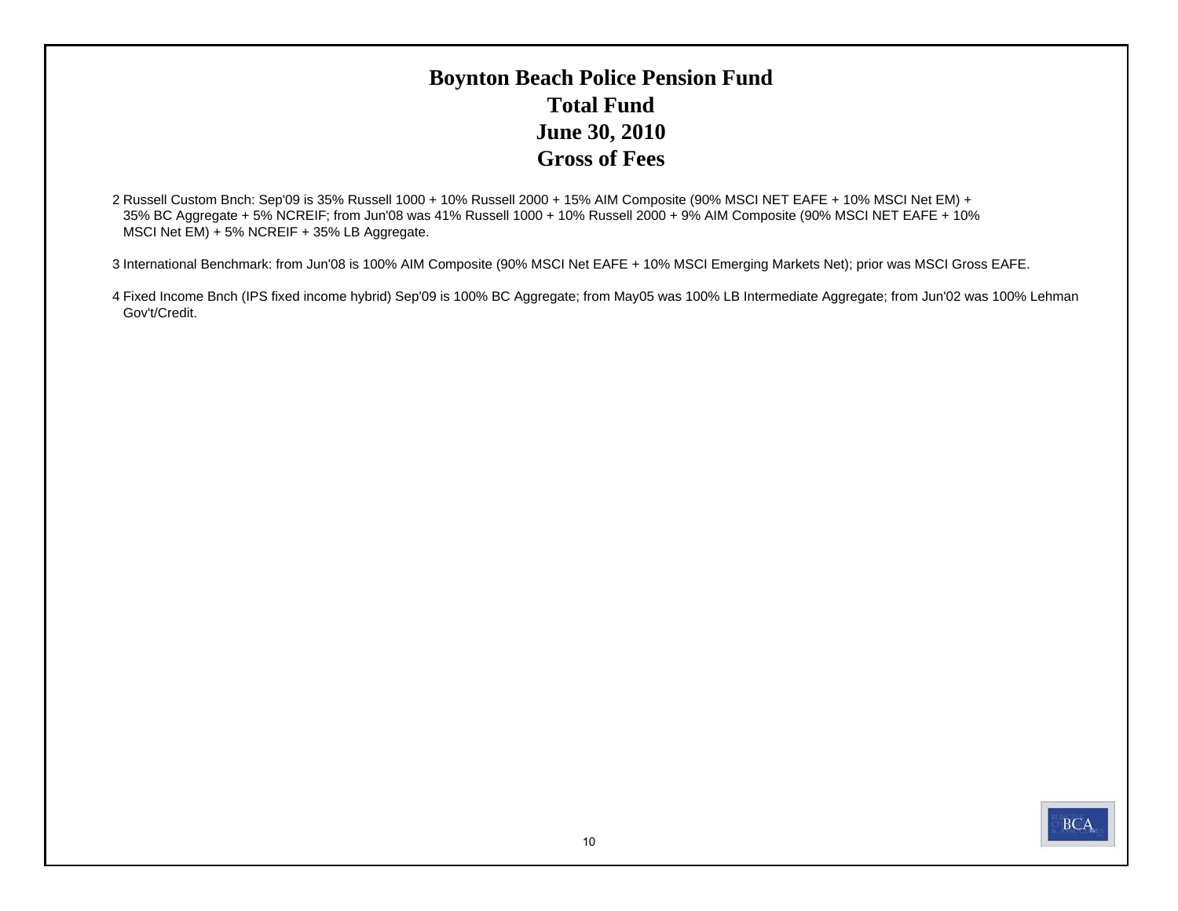# Boynton Beach Police Pension Fund
# Total Fund
# June 30, 2010
# Gross of Fees

2 Russell Custom Bnch: Sep'09 is 35% Russell 1000 + 10% Russell 2000 + 15% AIM Composite (90% MSCI NET EAFE + 10% MSCI Net EM) + 35% BC Aggregate + 5% NCREIF; from Jun'08 was 41% Russell 1000 + 10% Russell 2000 + 9% AIM Composite (90% MSCI NET EAFE + 10% MSCI Net EM) + 5% NCREIF + 35% LB Aggregate.

3 International Benchmark: from Jun'08 is 100% AIM Composite (90% MSCI Net EAFE + 10% MSCI Emerging Markets Net); prior was MSCI Gross EAFE.

4 Fixed Income Bnch (IPS fixed income hybrid) Sep'09 is 100% BC Aggregate; from May05 was 100% LB Intermediate Aggregate; from Jun'02 was 100% Lehman Gov't/Credit.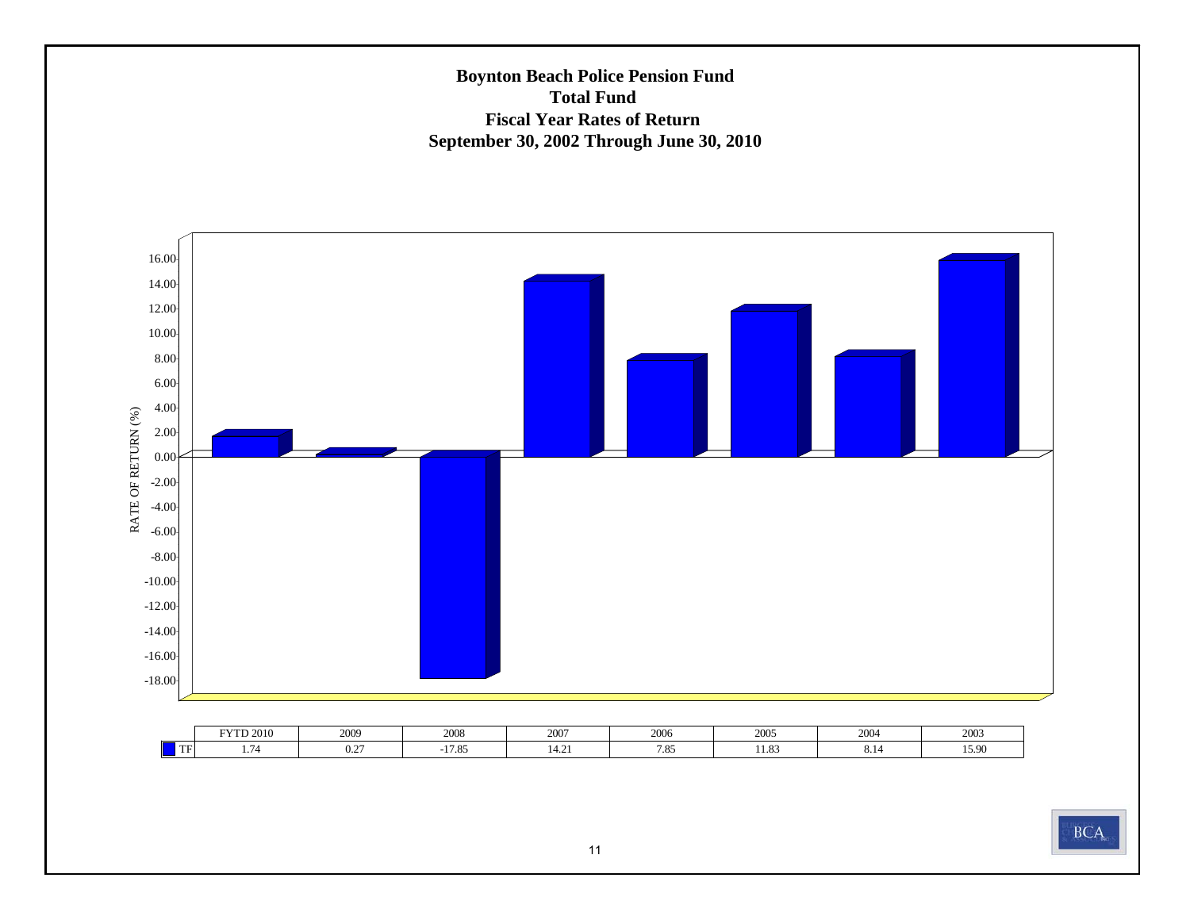**Boynton Beach Police Pension Fund**
**Total Fund**
**Fiscal Year Rates of Return**
**September 30, 2002 Through June 30, 2010**

| | FYTD 2010 | 2009 | 2008 | 2007 | 2006 | 2005 | 2004 | 2003 |
|---|---|---|---|---|---|---|---|---|
| TF | 1.74 | 0.27 | -17.85 | 14.21 | 7.85 | 11.83 | 8.14 | 15.90 |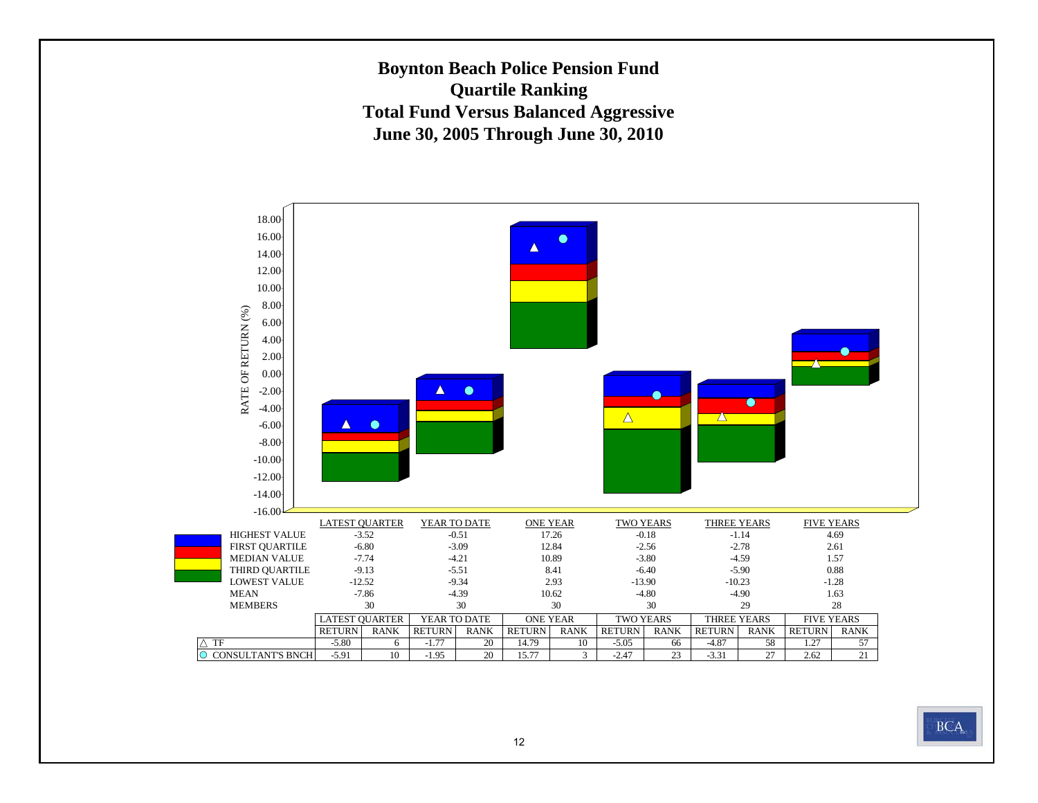# Boynton Beach Police Pension Fund
## Quartile Ranking
## Total Fund Versus Balanced Aggressive
## June 30, 2005 Through June 30, 2010

| | LATEST QUARTER | YEAR TO DATE | ONE YEAR | TWO YEARS | THREE YEARS | FIVE YEARS |
|---|---|---|---|---|---|---|
| HIGHEST VALUE | -3.52 | -0.51 | 17.26 | -0.18 | -1.14 | 4.69 |
| FIRST QUARTILE | -6.80 | -3.09 | 12.84 | -2.56 | -2.78 | 2.61 |
| MEDIAN VALUE | -7.74 | -4.21 | 10.89 | -3.80 | -4.59 | 1.57 |
| THIRD QUARTILE | -9.13 | -5.51 | 8.41 | -6.40 | -5.90 | 0.88 |
| LOWEST VALUE | -12.52 | -9.34 | 2.93 | -13.90 | -10.23 | -1.28 |
| MEAN | -7.86 | -4.39 | 10.62 | -4.80 | -4.90 | 1.63 |
| MEMBERS | 30 | 30 | 30 | 30 | 29 | 28 |

| | LATEST QUARTER | | YEAR TO DATE | | ONE YEAR | | TWO YEARS | | THREE YEARS | | FIVE YEARS | |
|---|---|---|---|---|---|---|---|---|---|---|---|---|
| | RETURN | RANK | RETURN | RANK | RETURN | RANK | RETURN | RANK | RETURN | RANK | RETURN | RANK |
| △ TF | -5.80 | 6 | -1.77 | 20 | 14.79 | 10 | -5.05 | 66 | -4.87 | 58 | 1.27 | 57 |
| ○ CONSULTANT'S BNCH | -5.91 | 10 | -1.95 | 20 | 15.77 | 3 | -2.47 | 23 | -3.31 | 27 | 2.62 | 21 |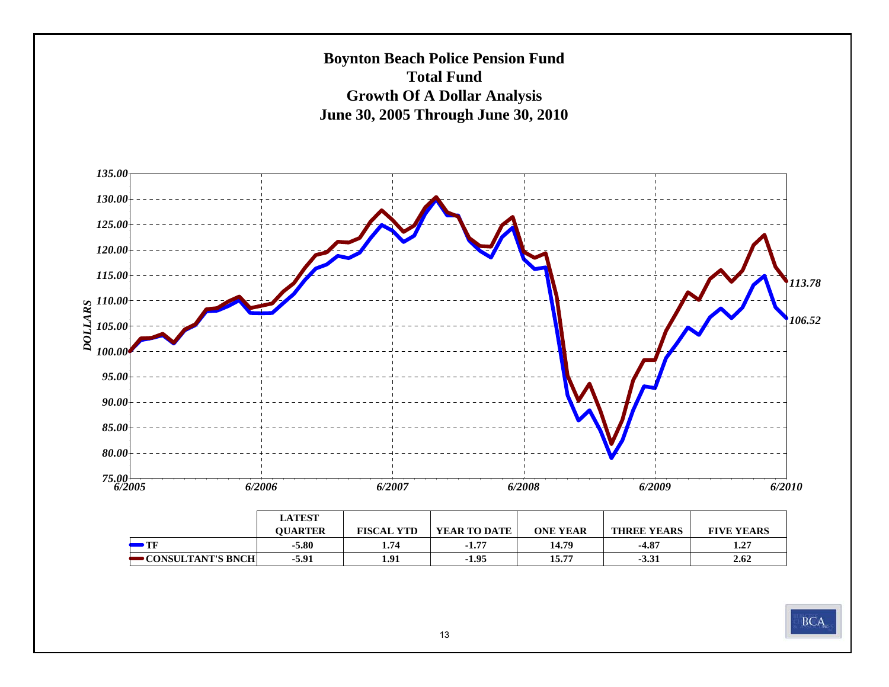# Boynton Beach Police Pension Fund
## Total Fund
## Growth Of A Dollar Analysis
## June 30, 2005 Through June 30, 2010

|  | LATEST QUARTER | FISCAL YTD | YEAR TO DATE | ONE YEAR | THREE YEARS | FIVE YEARS |
|---|---|---|---|---|---|---|
| TF | -5.80 | 1.74 | -1.77 | 14.79 | -4.87 | 1.27 |
| CONSULTANT'S BNCH | -5.91 | 1.91 | -1.95 | 15.77 | -3.31 | 2.62 |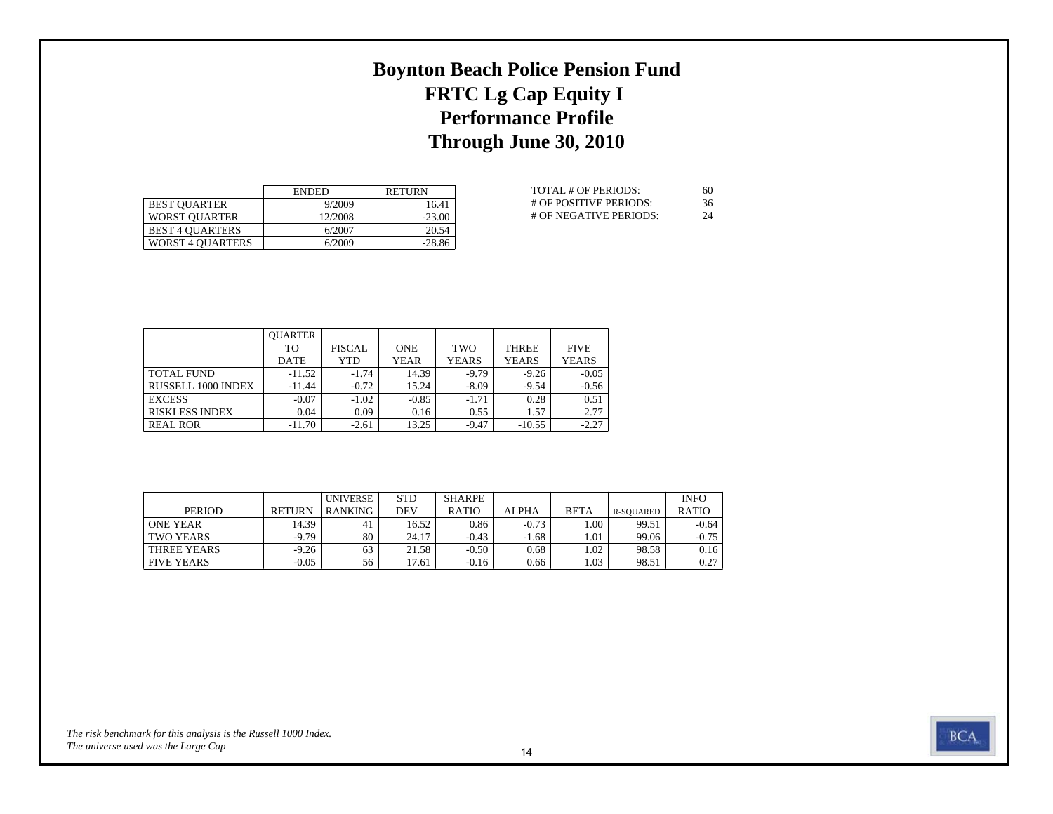# Boynton Beach Police Pension Fund
## FRTC Lg Cap Equity I
## Performance Profile
## Through June 30, 2010

| | ENDED | RETURN |
|---|---|---|
| BEST QUARTER | 9/2009 | 16.41 |
| WORST QUARTER | 12/2008 | -23.00 |
| BEST 4 QUARTERS | 6/2007 | 20.54 |
| WORST 4 QUARTERS | 6/2009 | -28.86 |

| | |
|---|---|
| TOTAL # OF PERIODS: | 60 |
| # OF POSITIVE PERIODS: | 36 |
| # OF NEGATIVE PERIODS: | 24 |

| | QUARTER TO DATE | FISCAL YTD | ONE YEAR | TWO YEARS | THREE YEARS | FIVE YEARS |
|---|---|---|---|---|---|---|
| TOTAL FUND | -11.52 | -1.74 | 14.39 | -9.79 | -9.26 | -0.05 |
| RUSSELL 1000 INDEX | -11.44 | -0.72 | 15.24 | -8.09 | -9.54 | -0.56 |
| EXCESS | -0.07 | -1.02 | -0.85 | -1.71 | 0.28 | 0.51 |
| RISKLESS INDEX | 0.04 | 0.09 | 0.16 | 0.55 | 1.57 | 2.77 |
| REAL ROR | -11.70 | -2.61 | 13.25 | -9.47 | -10.55 | -2.27 |

| PERIOD | RETURN | UNIVERSE RANKING | STD DEV | SHARPE RATIO | ALPHA | BETA | R-SQUARED | INFO RATIO |
|---|---|---|---|---|---|---|---|---|
| ONE YEAR | 14.39 | 41 | 16.52 | 0.86 | -0.73 | 1.00 | 99.51 | -0.64 |
| TWO YEARS | -9.79 | 80 | 24.17 | -0.43 | -1.68 | 1.01 | 99.06 | -0.75 |
| THREE YEARS | -9.26 | 63 | 21.58 | -0.50 | 0.68 | 1.02 | 98.58 | 0.16 |
| FIVE YEARS | -0.05 | 56 | 17.61 | -0.16 | 0.66 | 1.03 | 98.51 | 0.27 |

*The risk benchmark for this analysis is the Russell 1000 Index.*
*The universe used was the Large Cap*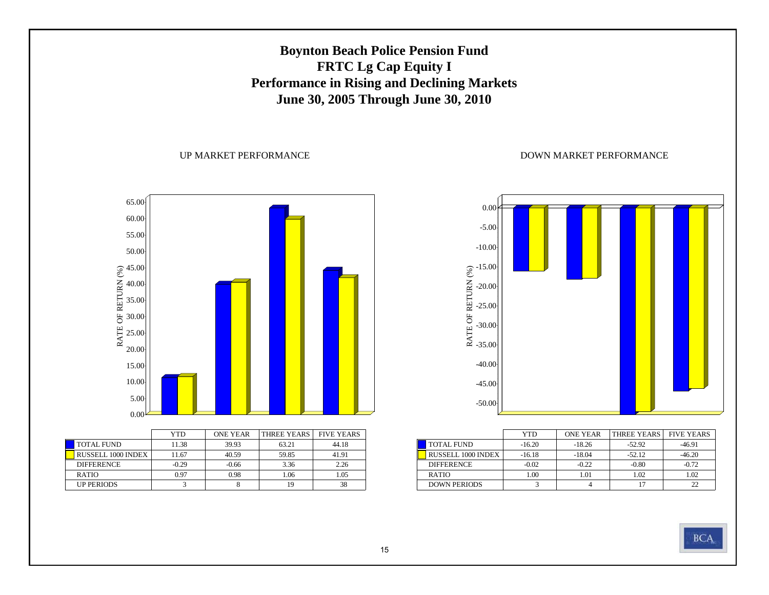# Boynton Beach Police Pension Fund
## FRTC Lg Cap Equity I
## Performance in Rising and Declining Markets
## June 30, 2005 Through June 30, 2010

### UP MARKET PERFORMANCE

| | YTD | ONE YEAR | THREE YEARS | FIVE YEARS |
|---|---|---|---|---|
| TOTAL FUND | 11.38 | 39.93 | 63.21 | 44.18 |
| RUSSELL 1000 INDEX | 11.67 | 40.59 | 59.85 | 41.91 |
| DIFFERENCE | -0.29 | -0.66 | 3.36 | 2.26 |
| RATIO | 0.97 | 0.98 | 1.06 | 1.05 |
| UP PERIODS | 3 | 8 | 19 | 38 |

### DOWN MARKET PERFORMANCE

| | YTD | ONE YEAR | THREE YEARS | FIVE YEARS |
|---|---|---|---|---|
| TOTAL FUND | -16.20 | -18.26 | -52.92 | -46.91 |
| RUSSELL 1000 INDEX | -16.18 | -18.04 | -52.12 | -46.20 |
| DIFFERENCE | -0.02 | -0.22 | -0.80 | -0.72 |
| RATIO | 1.00 | 1.01 | 1.02 | 1.02 |
| DOWN PERIODS | 3 | 4 | 17 | 22 |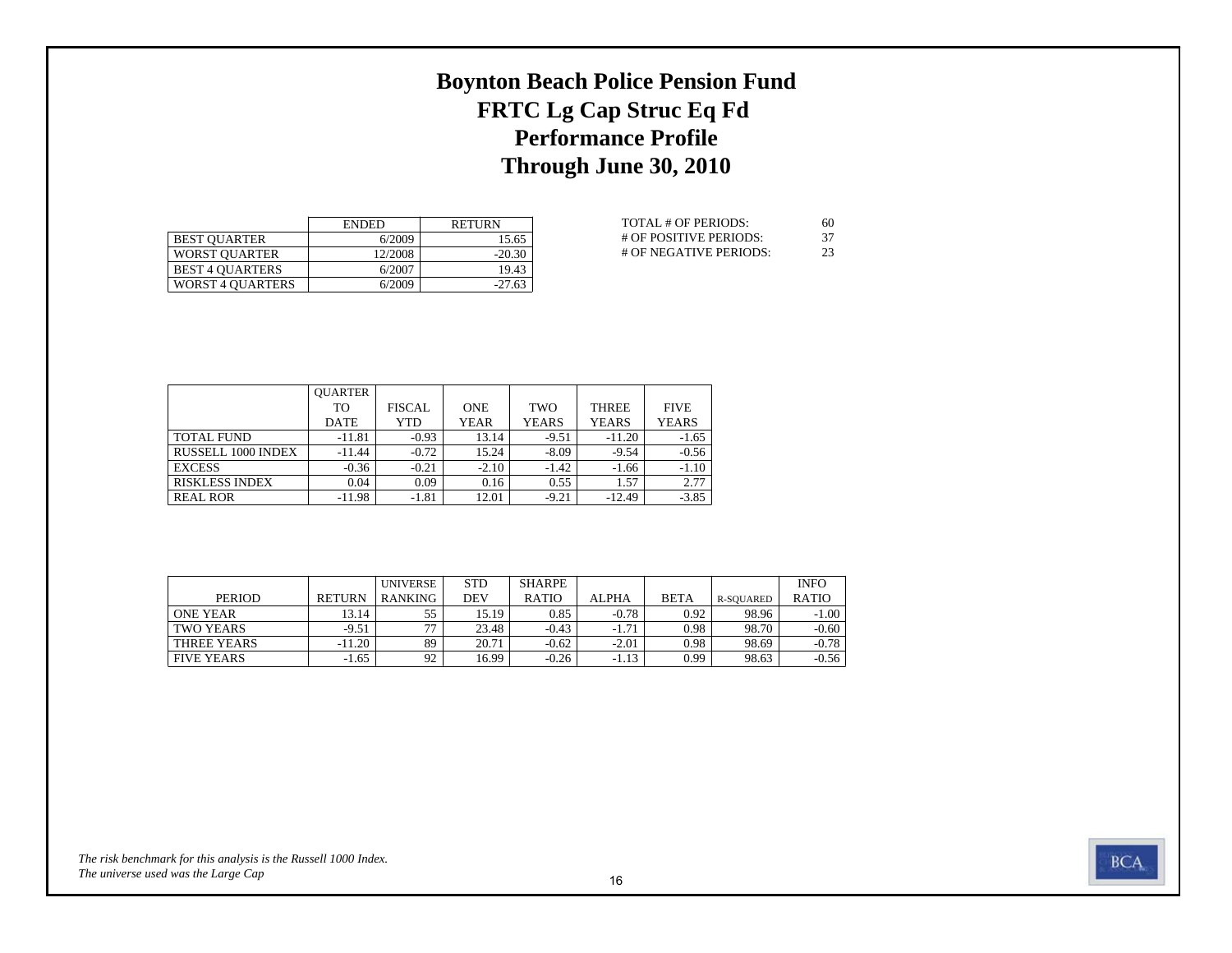# Boynton Beach Police Pension Fund
# FRTC Lg Cap Struc Eq Fd
# Performance Profile
# Through June 30, 2010

| | ENDED | RETURN |
|---|---|---|
| BEST QUARTER | 6/2009 | 15.65 |
| WORST QUARTER | 12/2008 | -20.30 |
| BEST 4 QUARTERS | 6/2007 | 19.43 |
| WORST 4 QUARTERS | 6/2009 | -27.63 |

| | |
|---|---|
| TOTAL # OF PERIODS: | 60 |
| # OF POSITIVE PERIODS: | 37 |
| # OF NEGATIVE PERIODS: | 23 |

| | QUARTER TO DATE | FISCAL YTD | ONE YEAR | TWO YEARS | THREE YEARS | FIVE YEARS |
|---|---|---|---|---|---|---|
| TOTAL FUND | -11.81 | -0.93 | 13.14 | -9.51 | -11.20 | -1.65 |
| RUSSELL 1000 INDEX | -11.44 | -0.72 | 15.24 | -8.09 | -9.54 | -0.56 |
| EXCESS | -0.36 | -0.21 | -2.10 | -1.42 | -1.66 | -1.10 |
| RISKLESS INDEX | 0.04 | 0.09 | 0.16 | 0.55 | 1.57 | 2.77 |
| REAL ROR | -11.98 | -1.81 | 12.01 | -9.21 | -12.49 | -3.85 |

| PERIOD | RETURN | UNIVERSE RANKING | STD DEV | SHARPE RATIO | ALPHA | BETA | R-SQUARED | INFO RATIO |
|---|---|---|---|---|---|---|---|---|
| ONE YEAR | 13.14 | 55 | 15.19 | 0.85 | -0.78 | 0.92 | 98.96 | -1.00 |
| TWO YEARS | -9.51 | 77 | 23.48 | -0.43 | -1.71 | 0.98 | 98.70 | -0.60 |
| THREE YEARS | -11.20 | 89 | 20.71 | -0.62 | -2.01 | 0.98 | 98.69 | -0.78 |
| FIVE YEARS | -1.65 | 92 | 16.99 | -0.26 | -1.13 | 0.99 | 98.63 | -0.56 |

*The risk benchmark for this analysis is the Russell 1000 Index.*
*The universe used was the Large Cap*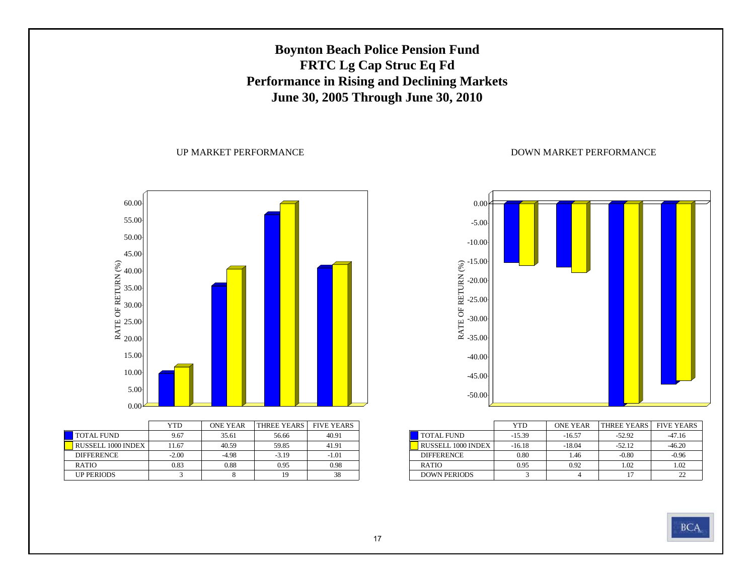# Boynton Beach Police Pension Fund
## FRTC Lg Cap Struc Eq Fd
## Performance in Rising and Declining Markets
## June 30, 2005 Through June 30, 2010

### UP MARKET PERFORMANCE

| | YTD | ONE YEAR | THREE YEARS | FIVE YEARS |
|---|---|---|---|---|
| TOTAL FUND | 9.67 | 35.61 | 56.66 | 40.91 |
| RUSSELL 1000 INDEX | 11.67 | 40.59 | 59.85 | 41.91 |
| DIFFERENCE | -2.00 | -4.98 | -3.19 | -1.01 |
| RATIO | 0.83 | 0.88 | 0.95 | 0.98 |
| UP PERIODS | 3 | 8 | 19 | 38 |

### DOWN MARKET PERFORMANCE

| | YTD | ONE YEAR | THREE YEARS | FIVE YEARS |
|---|---|---|---|---|
| TOTAL FUND | -15.39 | -16.57 | -52.92 | -47.16 |
| RUSSELL 1000 INDEX | -16.18 | -18.04 | -52.12 | -46.20 |
| DIFFERENCE | 0.80 | 1.46 | -0.80 | -0.96 |
| RATIO | 0.95 | 0.92 | 1.02 | 1.02 |
| DOWN PERIODS | 3 | 4 | 17 | 22 |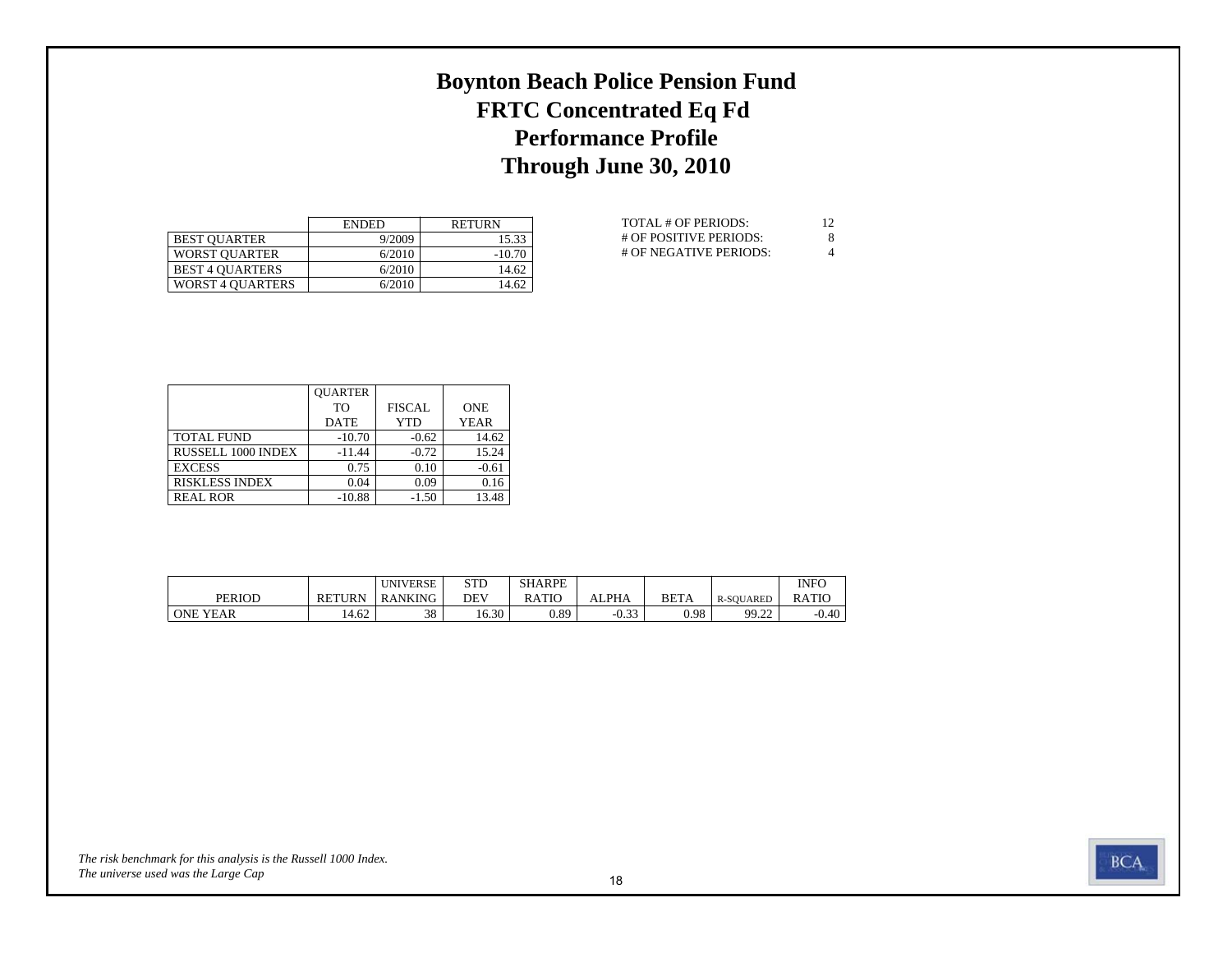# Boynton Beach Police Pension Fund
## FRTC Concentrated Eq Fd
## Performance Profile
## Through June 30, 2010

| | ENDED | RETURN |
|---|---|---|
| BEST QUARTER | 9/2009 | 15.33 |
| WORST QUARTER | 6/2010 | -10.70 |
| BEST 4 QUARTERS | 6/2010 | 14.62 |
| WORST 4 QUARTERS | 6/2010 | 14.62 |

| | |
|---|---|
| TOTAL # OF PERIODS: | 12 |
| # OF POSITIVE PERIODS: | 8 |
| # OF NEGATIVE PERIODS: | 4 |

| | QUARTER TO DATE | FISCAL YTD | ONE YEAR |
|---|---|---|---|
| TOTAL FUND | -10.70 | -0.62 | 14.62 |
| RUSSELL 1000 INDEX | -11.44 | -0.72 | 15.24 |
| EXCESS | 0.75 | 0.10 | -0.61 |
| RISKLESS INDEX | 0.04 | 0.09 | 0.16 |
| REAL ROR | -10.88 | -1.50 | 13.48 |

| PERIOD | RETURN | UNIVERSE RANKING | STD DEV | SHARPE RATIO | ALPHA | BETA | R-SQUARED | INFO RATIO |
|---|---|---|---|---|---|---|---|---|
| ONE YEAR | 14.62 | 38 | 16.30 | 0.89 | -0.33 | 0.98 | 99.22 | -0.40 |

*The risk benchmark for this analysis is the Russell 1000 Index.*
*The universe used was the Large Cap*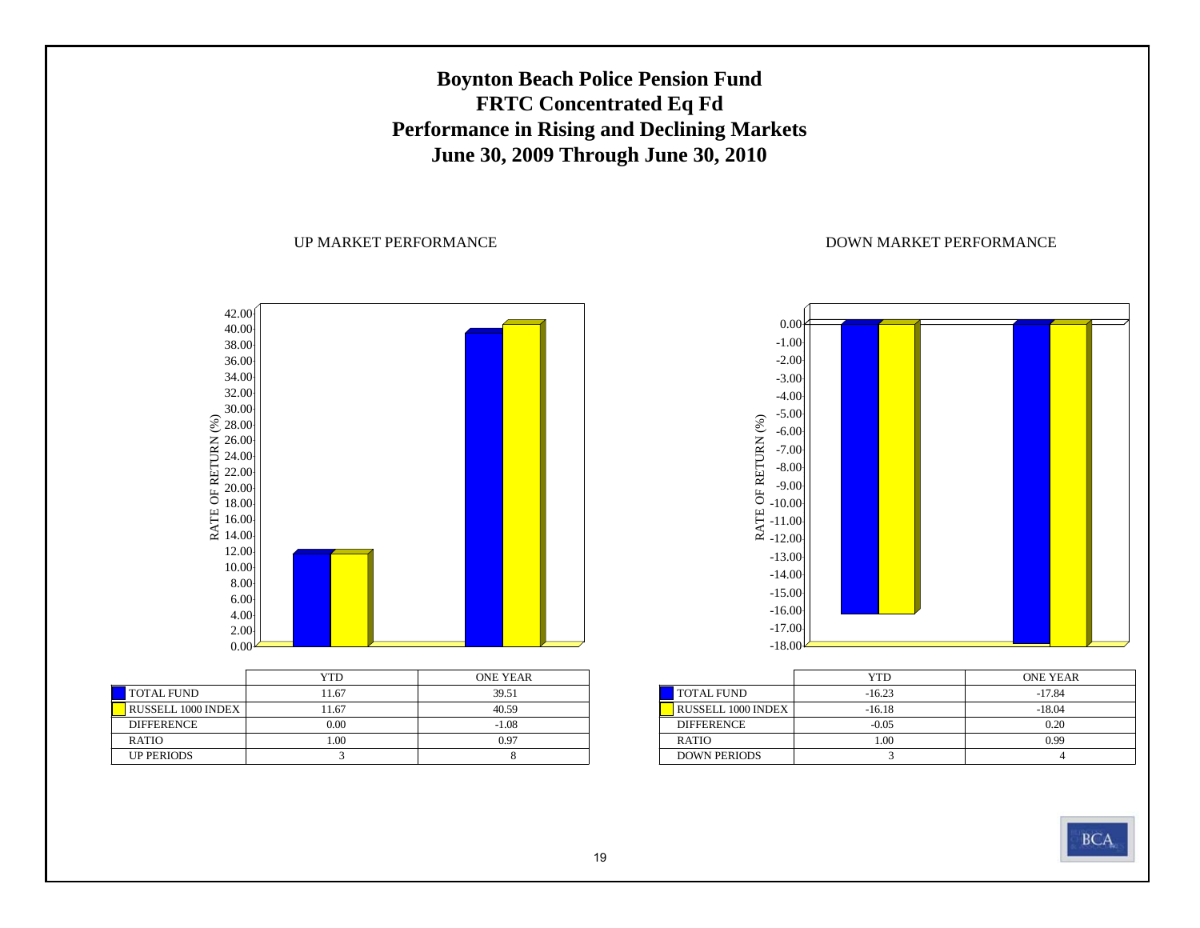# Boynton Beach Police Pension Fund
## FRTC Concentrated Eq Fd
## Performance in Rising and Declining Markets
## June 30, 2009 Through June 30, 2010

UP MARKET PERFORMANCE

| | YTD | ONE YEAR |
|---|---|---|
| TOTAL FUND | 11.67 | 39.51 |
| RUSSELL 1000 INDEX | 11.67 | 40.59 |
| DIFFERENCE | 0.00 | -1.08 |
| RATIO | 1.00 | 0.97 |
| UP PERIODS | 3 | 8 |

DOWN MARKET PERFORMANCE

| | YTD | ONE YEAR |
|---|---|---|
| TOTAL FUND | -16.23 | -17.84 |
| RUSSELL 1000 INDEX | -16.18 | -18.04 |
| DIFFERENCE | -0.05 | 0.20 |
| RATIO | 1.00 | 0.99 |
| DOWN PERIODS | 3 | 4 |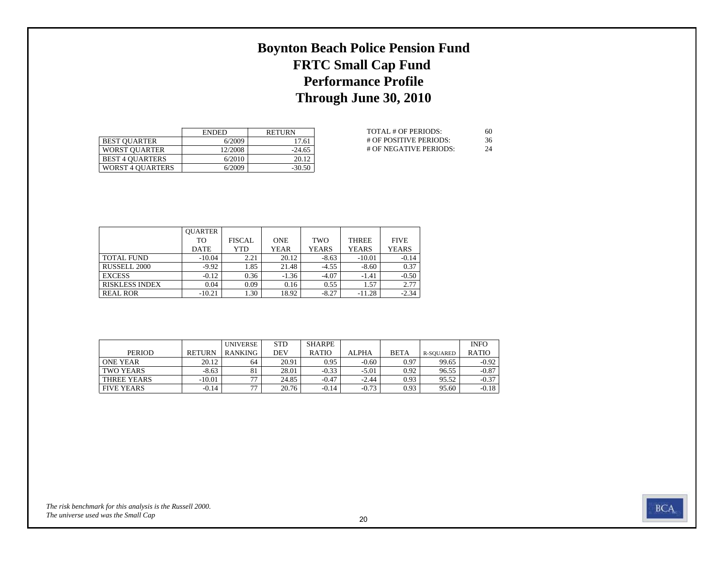# Boynton Beach Police Pension Fund
## FRTC Small Cap Fund
## Performance Profile
## Through June 30, 2010

| | ENDED | RETURN |
|---|---|---|
| BEST QUARTER | 6/2009 | 17.61 |
| WORST QUARTER | 12/2008 | -24.65 |
| BEST 4 QUARTERS | 6/2010 | 20.12 |
| WORST 4 QUARTERS | 6/2009 | -30.50 |

| | |
|---|---|
| TOTAL # OF PERIODS: | 60 |
| # OF POSITIVE PERIODS: | 36 |
| # OF NEGATIVE PERIODS: | 24 |

| | QUARTER TO DATE | FISCAL YTD | ONE YEAR | TWO YEARS | THREE YEARS | FIVE YEARS |
|---|---|---|---|---|---|---|
| TOTAL FUND | -10.04 | 2.21 | 20.12 | -8.63 | -10.01 | -0.14 |
| RUSSELL 2000 | -9.92 | 1.85 | 21.48 | -4.55 | -8.60 | 0.37 |
| EXCESS | -0.12 | 0.36 | -1.36 | -4.07 | -1.41 | -0.50 |
| RISKLESS INDEX | 0.04 | 0.09 | 0.16 | 0.55 | 1.57 | 2.77 |
| REAL ROR | -10.21 | 1.30 | 18.92 | -8.27 | -11.28 | -2.34 |

| PERIOD | RETURN | UNIVERSE RANKING | STD DEV | SHARPE RATIO | ALPHA | BETA | R-SQUARED | INFO RATIO |
|---|---|---|---|---|---|---|---|---|
| ONE YEAR | 20.12 | 64 | 20.91 | 0.95 | -0.60 | 0.97 | 99.65 | -0.92 |
| TWO YEARS | -8.63 | 81 | 28.01 | -0.33 | -5.01 | 0.92 | 96.55 | -0.87 |
| THREE YEARS | -10.01 | 77 | 24.85 | -0.47 | -2.44 | 0.93 | 95.52 | -0.37 |
| FIVE YEARS | -0.14 | 77 | 20.76 | -0.14 | -0.73 | 0.93 | 95.60 | -0.18 |

*The risk benchmark for this analysis is the Russell 2000.*
*The universe used was the Small Cap*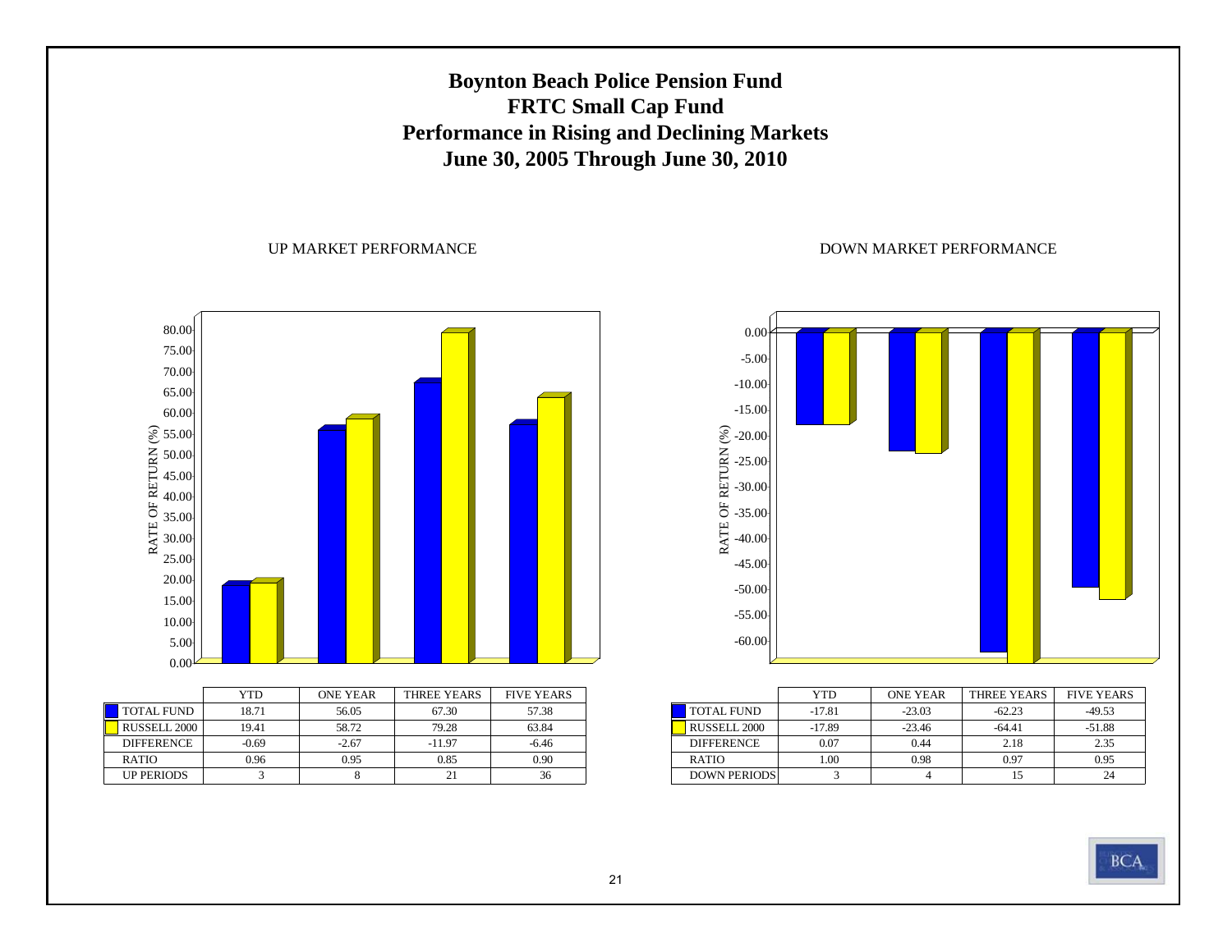# Boynton Beach Police Pension Fund
## FRTC Small Cap Fund
## Performance in Rising and Declining Markets
## June 30, 2005 Through June 30, 2010

### UP MARKET PERFORMANCE

| | YTD | ONE YEAR | THREE YEARS | FIVE YEARS |
|---|---|---|---|---|
| TOTAL FUND | 18.71 | 56.05 | 67.30 | 57.38 |
| RUSSELL 2000 | 19.41 | 58.72 | 79.28 | 63.84 |
| DIFFERENCE | -0.69 | -2.67 | -11.97 | -6.46 |
| RATIO | 0.96 | 0.95 | 0.85 | 0.90 |
| UP PERIODS | 3 | 8 | 21 | 36 |

### DOWN MARKET PERFORMANCE

| | YTD | ONE YEAR | THREE YEARS | FIVE YEARS |
|---|---|---|---|---|
| TOTAL FUND | -17.81 | -23.03 | -62.23 | -49.53 |
| RUSSELL 2000 | -17.89 | -23.46 | -64.41 | -51.88 |
| DIFFERENCE | 0.07 | 0.44 | 2.18 | 2.35 |
| RATIO | 1.00 | 0.98 | 0.97 | 0.95 |
| DOWN PERIODS | 3 | 4 | 15 | 24 |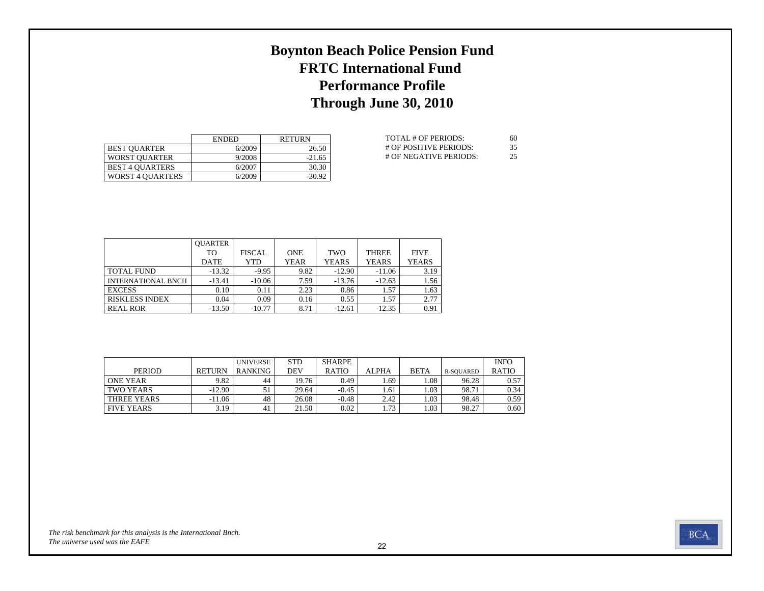# Boynton Beach Police Pension Fund
# FRTC International Fund
# Performance Profile
# Through June 30, 2010

| | ENDED | RETURN |
|---|---|---|
| BEST QUARTER | 6/2009 | 26.50 |
| WORST QUARTER | 9/2008 | -21.65 |
| BEST 4 QUARTERS | 6/2007 | 30.30 |
| WORST 4 QUARTERS | 6/2009 | -30.92 |

| | |
|---|---|
| TOTAL # OF PERIODS: | 60 |
| # OF POSITIVE PERIODS: | 35 |
| # OF NEGATIVE PERIODS: | 25 |

| | QUARTER TO DATE | FISCAL YTD | ONE YEAR | TWO YEARS | THREE YEARS | FIVE YEARS |
|---|---|---|---|---|---|---|
| TOTAL FUND | -13.32 | -9.95 | 9.82 | -12.90 | -11.06 | 3.19 |
| INTERNATIONAL BNCH | -13.41 | -10.06 | 7.59 | -13.76 | -12.63 | 1.56 |
| EXCESS | 0.10 | 0.11 | 2.23 | 0.86 | 1.57 | 1.63 |
| RISKLESS INDEX | 0.04 | 0.09 | 0.16 | 0.55 | 1.57 | 2.77 |
| REAL ROR | -13.50 | -10.77 | 8.71 | -12.61 | -12.35 | 0.91 |

| PERIOD | RETURN | UNIVERSE RANKING | STD DEV | SHARPE RATIO | ALPHA | BETA | R-SQUARED | INFO RATIO |
|---|---|---|---|---|---|---|---|---|
| ONE YEAR | 9.82 | 44 | 19.76 | 0.49 | 1.69 | 1.08 | 96.28 | 0.57 |
| TWO YEARS | -12.90 | 51 | 29.64 | -0.45 | 1.61 | 1.03 | 98.71 | 0.34 |
| THREE YEARS | -11.06 | 48 | 26.08 | -0.48 | 2.42 | 1.03 | 98.48 | 0.59 |
| FIVE YEARS | 3.19 | 41 | 21.50 | 0.02 | 1.73 | 1.03 | 98.27 | 0.60 |

*The risk benchmark for this analysis is the International Bnch.*
*The universe used was the EAFE*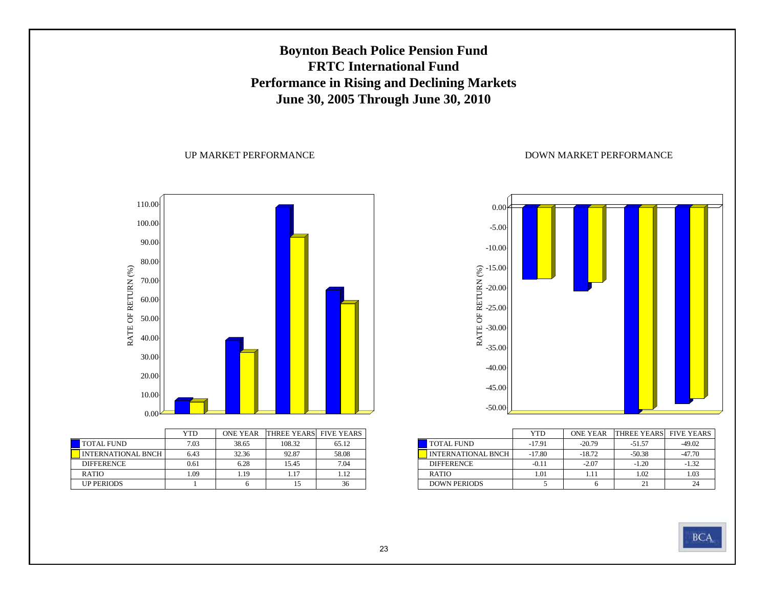# Boynton Beach Police Pension Fund
## FRTC International Fund
## Performance in Rising and Declining Markets
## June 30, 2005 Through June 30, 2010

UP MARKET PERFORMANCE

| | YTD | ONE YEAR | THREE YEARS | FIVE YEARS |
|---|---|---|---|---|
| TOTAL FUND | 7.03 | 38.65 | 108.32 | 65.12 |
| INTERNATIONAL BNCH | 6.43 | 32.36 | 92.87 | 58.08 |
| DIFFERENCE | 0.61 | 6.28 | 15.45 | 7.04 |
| RATIO | 1.09 | 1.19 | 1.17 | 1.12 |
| UP PERIODS | 1 | 6 | 15 | 36 |

DOWN MARKET PERFORMANCE

| | YTD | ONE YEAR | THREE YEARS | FIVE YEARS |
|---|---|---|---|---|
| TOTAL FUND | -17.91 | -20.79 | -51.57 | -49.02 |
| INTERNATIONAL BNCH | -17.80 | -18.72 | -50.38 | -47.70 |
| DIFFERENCE | -0.11 | -2.07 | -1.20 | -1.32 |
| RATIO | 1.01 | 1.11 | 1.02 | 1.03 |
| DOWN PERIODS | 5 | 6 | 21 | 24 |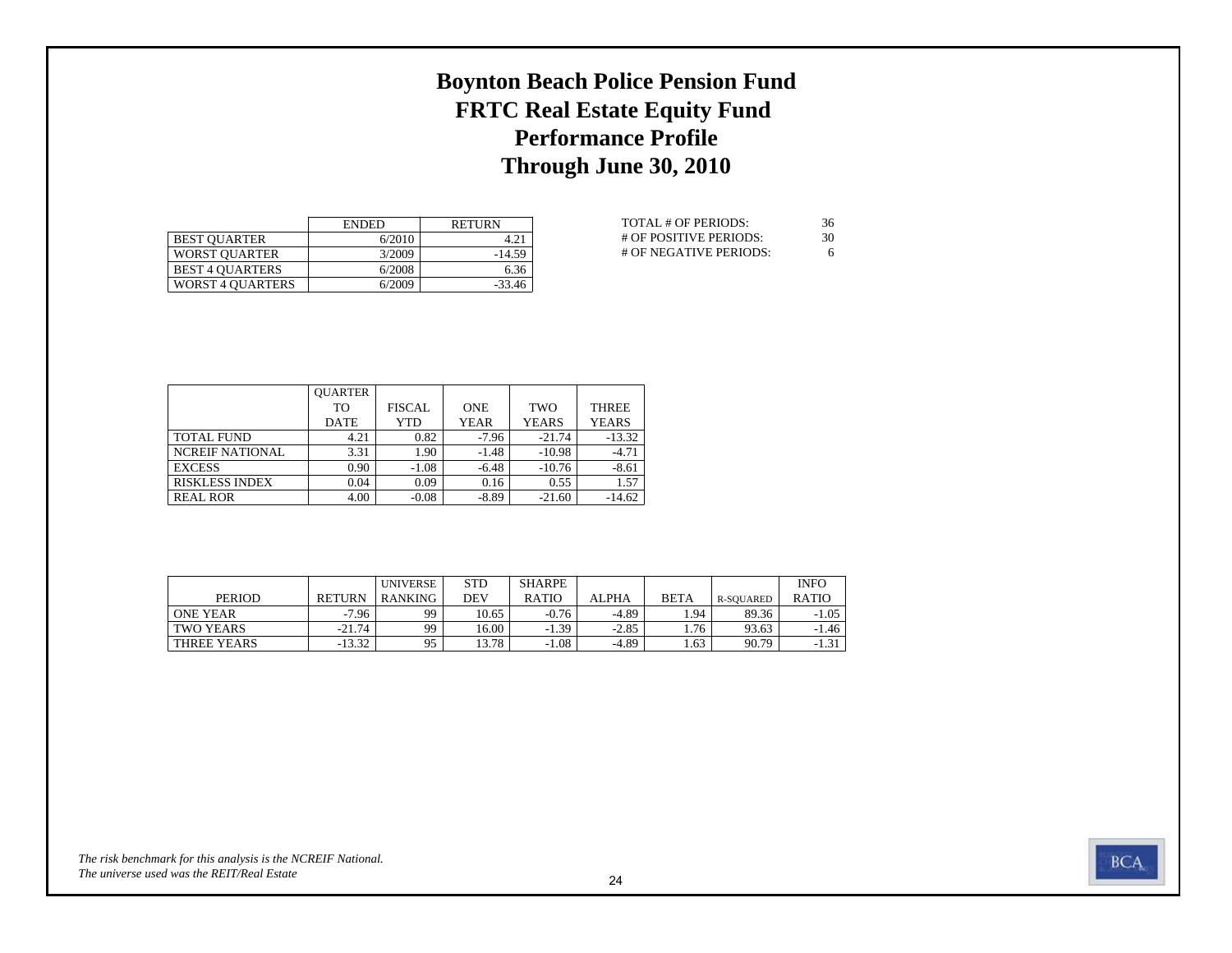# Boynton Beach Police Pension Fund
# FRTC Real Estate Equity Fund
# Performance Profile
# Through June 30, 2010

| | ENDED | RETURN |
|---|---|---|
| BEST QUARTER | 6/2010 | 4.21 |
| WORST QUARTER | 3/2009 | -14.59 |
| BEST 4 QUARTERS | 6/2008 | 6.36 |
| WORST 4 QUARTERS | 6/2009 | -33.46 |

| | |
|---|---|
| TOTAL # OF PERIODS: | 36 |
| # OF POSITIVE PERIODS: | 30 |
| # OF NEGATIVE PERIODS: | 6 |

| | QUARTER TO DATE | FISCAL YTD | ONE YEAR | TWO YEARS | THREE YEARS |
|---|---|---|---|---|---|
| TOTAL FUND | 4.21 | 0.82 | -7.96 | -21.74 | -13.32 |
| NCREIF NATIONAL | 3.31 | 1.90 | -1.48 | -10.98 | -4.71 |
| EXCESS | 0.90 | -1.08 | -6.48 | -10.76 | -8.61 |
| RISKLESS INDEX | 0.04 | 0.09 | 0.16 | 0.55 | 1.57 |
| REAL ROR | 4.00 | -0.08 | -8.89 | -21.60 | -14.62 |

| PERIOD | RETURN | UNIVERSE RANKING | STD DEV | SHARPE RATIO | ALPHA | BETA | R-SQUARED | INFO RATIO |
|---|---|---|---|---|---|---|---|---|
| ONE YEAR | -7.96 | 99 | 10.65 | -0.76 | -4.89 | 1.94 | 89.36 | -1.05 |
| TWO YEARS | -21.74 | 99 | 16.00 | -1.39 | -2.85 | 1.76 | 93.63 | -1.46 |
| THREE YEARS | -13.32 | 95 | 13.78 | -1.08 | -4.89 | 1.63 | 90.79 | -1.31 |

*The risk benchmark for this analysis is the NCREIF National.*
*The universe used was the REIT/Real Estate*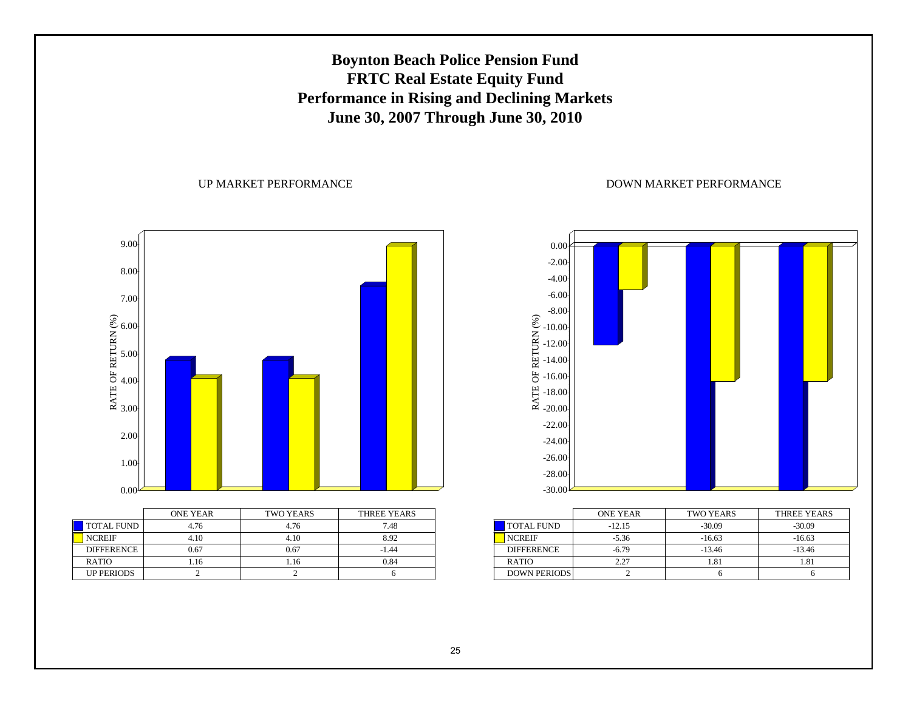# Boynton Beach Police Pension Fund
# FRTC Real Estate Equity Fund
# Performance in Rising and Declining Markets
# June 30, 2007 Through June 30, 2010

## UP MARKET PERFORMANCE

| | ONE YEAR | TWO YEARS | THREE YEARS |
|---|---|---|---|
| TOTAL FUND | 4.76 | 4.76 | 7.48 |
| NCREIF | 4.10 | 4.10 | 8.92 |
| DIFFERENCE | 0.67 | 0.67 | -1.44 |
| RATIO | 1.16 | 1.16 | 0.84 |
| UP PERIODS | 2 | 2 | 6 |

## DOWN MARKET PERFORMANCE

| | ONE YEAR | TWO YEARS | THREE YEARS |
|---|---|---|---|
| TOTAL FUND | -12.15 | -30.09 | -30.09 |
| NCREIF | -5.36 | -16.63 | -16.63 |
| DIFFERENCE | -6.79 | -13.46 | -13.46 |
| RATIO | 2.27 | 1.81 | 1.81 |
| DOWN PERIODS | 2 | 6 | 6 |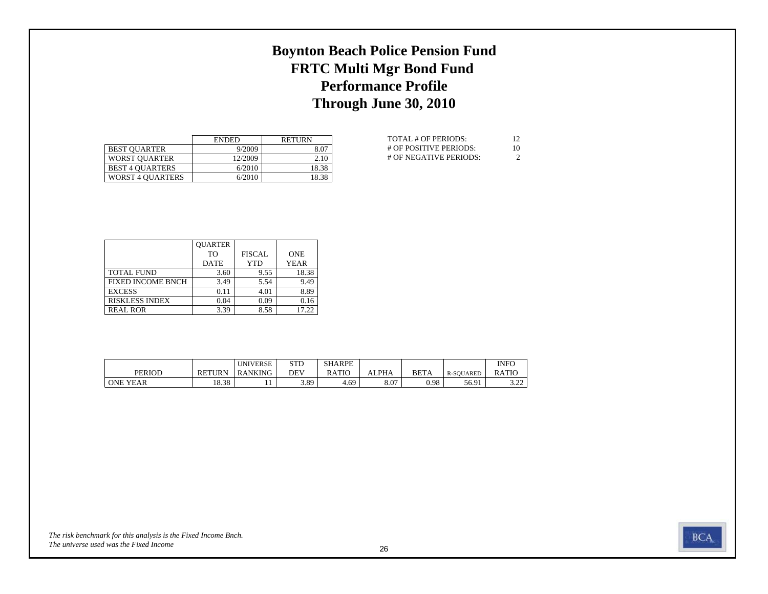# Boynton Beach Police Pension Fund
# FRTC Multi Mgr Bond Fund
# Performance Profile
# Through June 30, 2010

| | ENDED | RETURN |
|---|---|---|
| BEST QUARTER | 9/2009 | 8.07 |
| WORST QUARTER | 12/2009 | 2.10 |
| BEST 4 QUARTERS | 6/2010 | 18.38 |
| WORST 4 QUARTERS | 6/2010 | 18.38 |

| | |
|---|---|
| TOTAL # OF PERIODS: | 12 |
| # OF POSITIVE PERIODS: | 10 |
| # OF NEGATIVE PERIODS: | 2 |

| | QUARTER TO DATE | FISCAL YTD | ONE YEAR |
|---|---|---|---|
| TOTAL FUND | 3.60 | 9.55 | 18.38 |
| FIXED INCOME BNCH | 3.49 | 5.54 | 9.49 |
| EXCESS | 0.11 | 4.01 | 8.89 |
| RISKLESS INDEX | 0.04 | 0.09 | 0.16 |
| REAL ROR | 3.39 | 8.58 | 17.22 |

| PERIOD | RETURN | UNIVERSE RANKING | STD DEV | SHARPE RATIO | ALPHA | BETA | R-SQUARED | INFO RATIO |
|---|---|---|---|---|---|---|---|---|
| ONE YEAR | 18.38 | 11 | 3.89 | 4.69 | 8.07 | 0.98 | 56.91 | 3.22 |

*The risk benchmark for this analysis is the Fixed Income Bnch.*
*The universe used was the Fixed Income*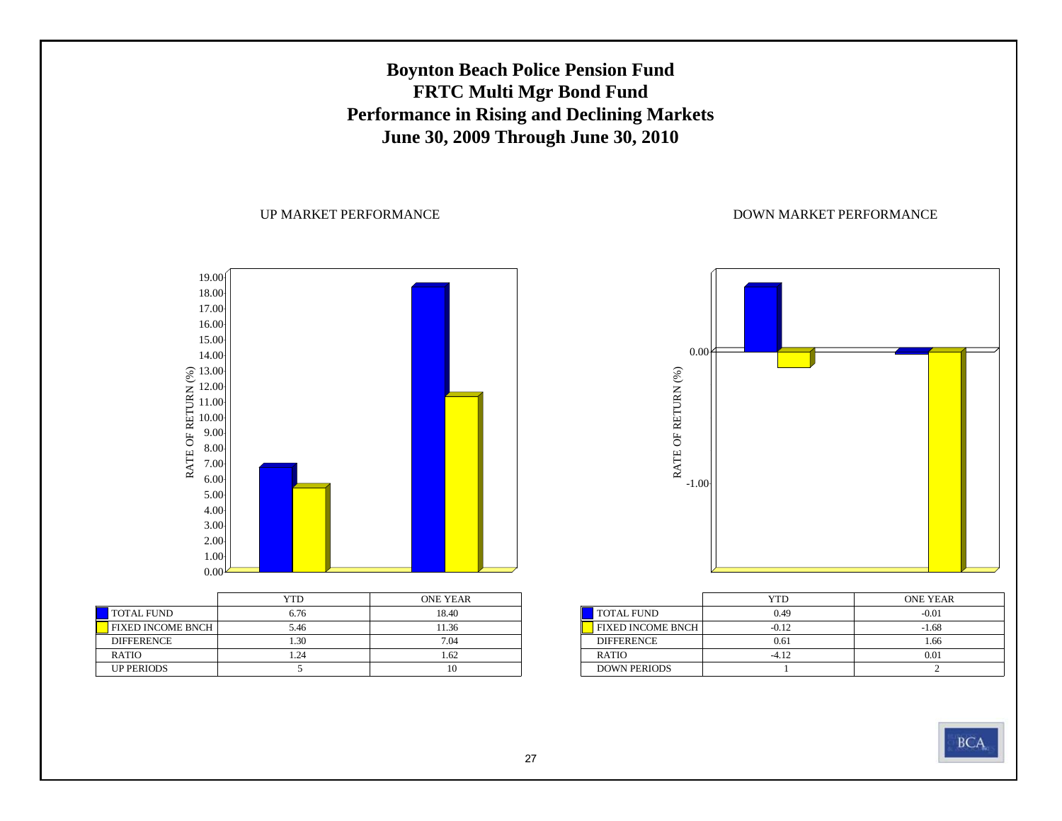# Boynton Beach Police Pension Fund
# FRTC Multi Mgr Bond Fund
# Performance in Rising and Declining Markets
# June 30, 2009 Through June 30, 2010

## UP MARKET PERFORMANCE

| | YTD | ONE YEAR |
|---|---|---|
| TOTAL FUND | 6.76 | 18.40 |
| FIXED INCOME BNCH | 5.46 | 11.36 |
| DIFFERENCE | 1.30 | 7.04 |
| RATIO | 1.24 | 1.62 |
| UP PERIODS | 5 | 10 |

## DOWN MARKET PERFORMANCE

| | YTD | ONE YEAR |
|---|---|---|
| TOTAL FUND | 0.49 | -0.01 |
| FIXED INCOME BNCH | -0.12 | -1.68 |
| DIFFERENCE | 0.61 | 1.66 |
| RATIO | -4.12 | 0.01 |
| DOWN PERIODS | 1 | 2 |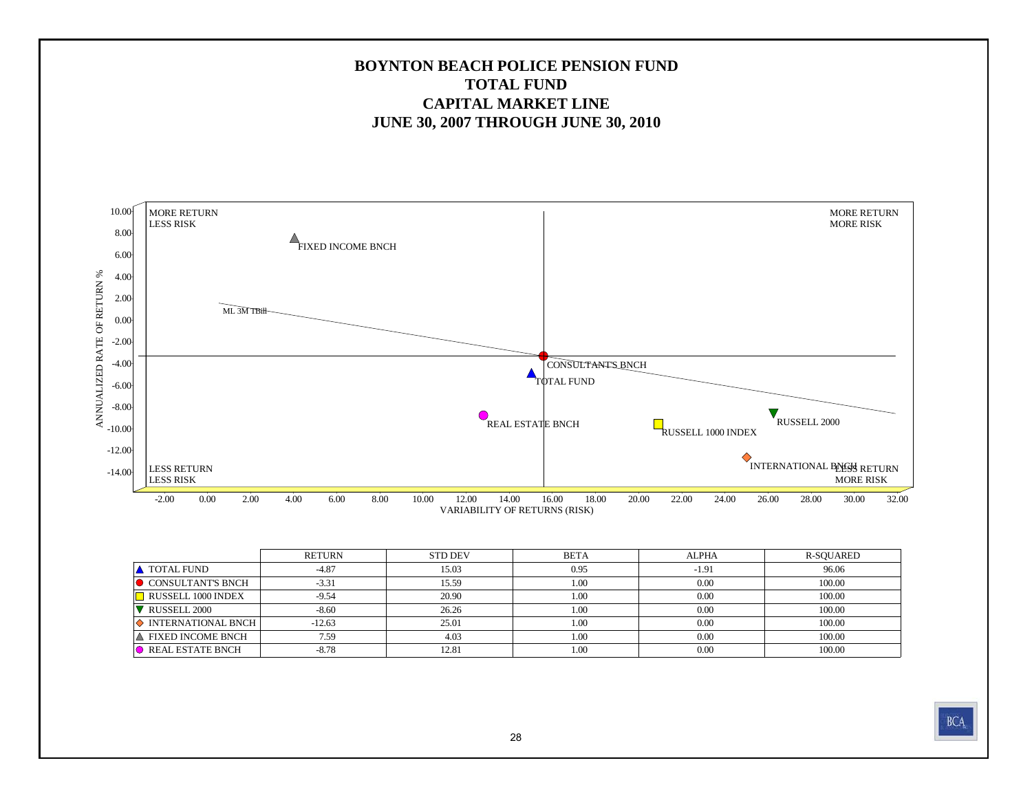# BOYNTON BEACH POLICE PENSION FUND
## TOTAL FUND
## CAPITAL MARKET LINE
## JUNE 30, 2007 THROUGH JUNE 30, 2010

MORE RETURN LESS RISK

MORE RETURN MORE RISK

LESS RETURN LESS RISK

LESS RETURN MORE RISK

ANNUALIZED RATE OF RETURN %

VARIABILITY OF RETURNS (RISK)

ML 3M TBill

| | RETURN | STD DEV | BETA | ALPHA | R-SQUARED |
|---|---|---|---|---|---|
| TOTAL FUND | -4.87 | 15.03 | 0.95 | -1.91 | 96.06 |
| CONSULTANT'S BNCH | -3.31 | 15.59 | 1.00 | 0.00 | 100.00 |
| RUSSELL 1000 INDEX | -9.54 | 20.90 | 1.00 | 0.00 | 100.00 |
| RUSSELL 2000 | -8.60 | 26.26 | 1.00 | 0.00 | 100.00 |
| INTERNATIONAL BNCH | -12.63 | 25.01 | 1.00 | 0.00 | 100.00 |
| FIXED INCOME BNCH | 7.59 | 4.03 | 1.00 | 0.00 | 100.00 |
| REAL ESTATE BNCH | -8.78 | 12.81 | 1.00 | 0.00 | 100.00 |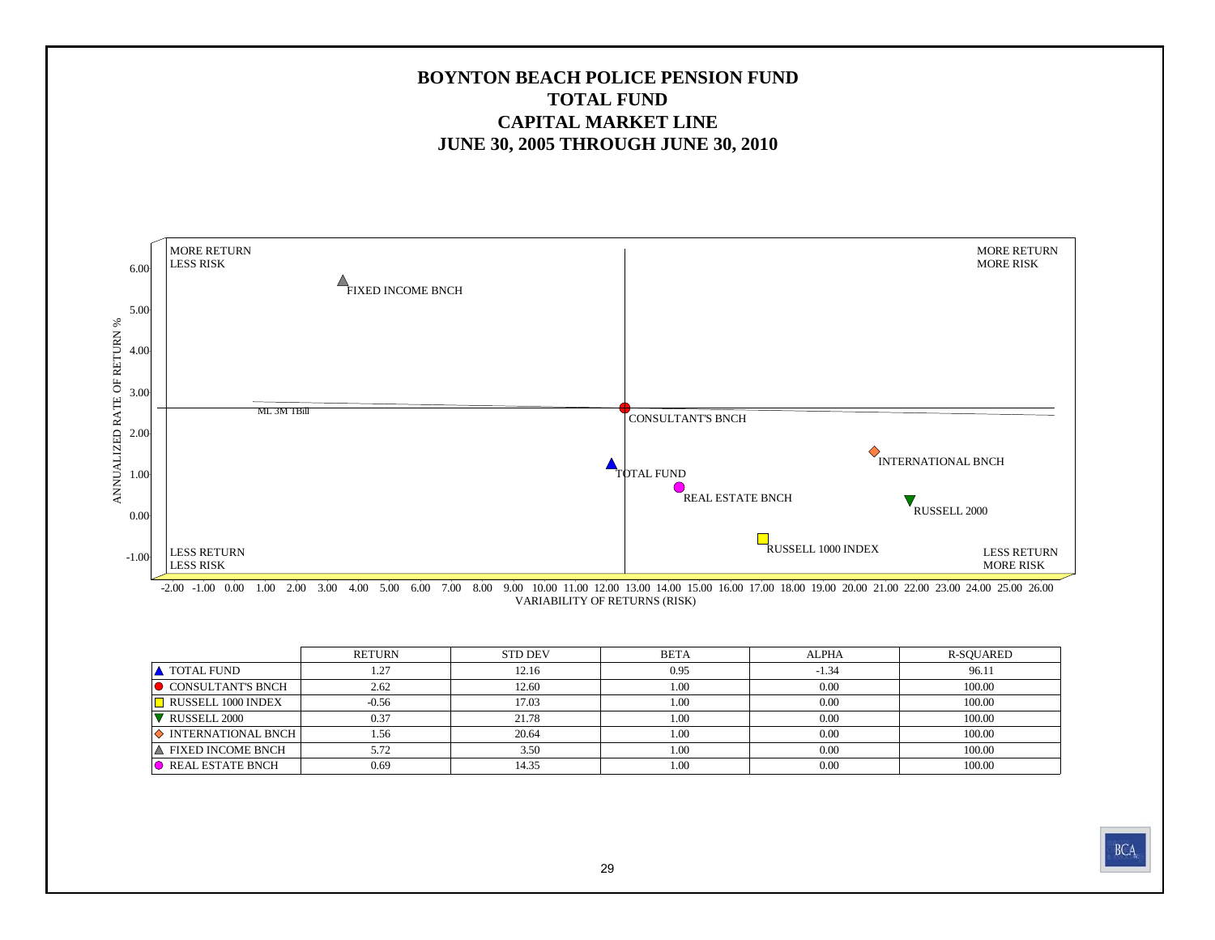# BOYNTON BEACH POLICE PENSION FUND
# TOTAL FUND
# CAPITAL MARKET LINE
# JUNE 30, 2005 THROUGH JUNE 30, 2010

MORE RETURN
LESS RISK

MORE RETURN
MORE RISK

LESS RETURN
LESS RISK

LESS RETURN
MORE RISK

ANNUALIZED RATE OF RETURN %

VARIABILITY OF RETURNS (RISK)

FIXED INCOME BNCH

ML 3M TBill

CONSULTANT'S BNCH

TOTAL FUND

REAL ESTATE BNCH

INTERNATIONAL BNCH

RUSSELL 2000

RUSSELL 1000 INDEX

| | RETURN | STD DEV | BETA | ALPHA | R-SQUARED |
|---|---|---|---|---|---|
| ▲ TOTAL FUND | 1.27 | 12.16 | 0.95 | -1.34 | 96.11 |
| ● CONSULTANT'S BNCH | 2.62 | 12.60 | 1.00 | 0.00 | 100.00 |
| □ RUSSELL 1000 INDEX | -0.56 | 17.03 | 1.00 | 0.00 | 100.00 |
| ▼ RUSSELL 2000 | 0.37 | 21.78 | 1.00 | 0.00 | 100.00 |
| ◇ INTERNATIONAL BNCH | 1.56 | 20.64 | 1.00 | 0.00 | 100.00 |
| ▲ FIXED INCOME BNCH | 5.72 | 3.50 | 1.00 | 0.00 | 100.00 |
| ● REAL ESTATE BNCH | 0.69 | 14.35 | 1.00 | 0.00 | 100.00 |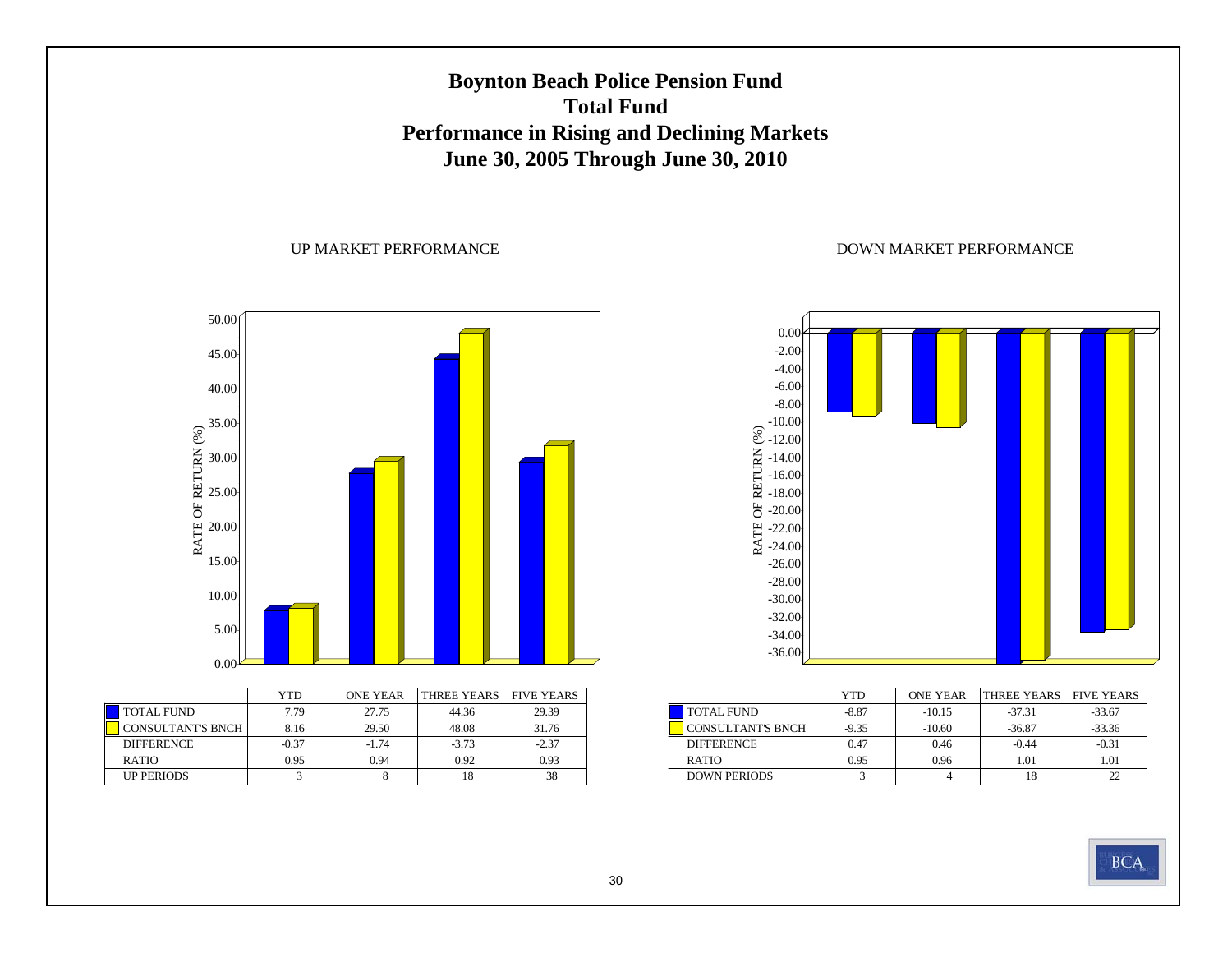# Boynton Beach Police Pension Fund
## Total Fund
## Performance in Rising and Declining Markets
## June 30, 2005 Through June 30, 2010

UP MARKET PERFORMANCE

| | YTD | ONE YEAR | THREE YEARS | FIVE YEARS |
|---|---|---|---|---|
| TOTAL FUND | 7.79 | 27.75 | 44.36 | 29.39 |
| CONSULTANT'S BNCH | 8.16 | 29.50 | 48.08 | 31.76 |
| DIFFERENCE | -0.37 | -1.74 | -3.73 | -2.37 |
| RATIO | 0.95 | 0.94 | 0.92 | 0.93 |
| UP PERIODS | 3 | 8 | 18 | 38 |

DOWN MARKET PERFORMANCE

| | YTD | ONE YEAR | THREE YEARS | FIVE YEARS |
|---|---|---|---|---|
| TOTAL FUND | -8.87 | -10.15 | -37.31 | -33.67 |
| CONSULTANT'S BNCH | -9.35 | -10.60 | -36.87 | -33.36 |
| DIFFERENCE | 0.47 | 0.46 | -0.44 | -0.31 |
| RATIO | 0.95 | 0.96 | 1.01 | 1.01 |
| DOWN PERIODS | 3 | 4 | 18 | 22 |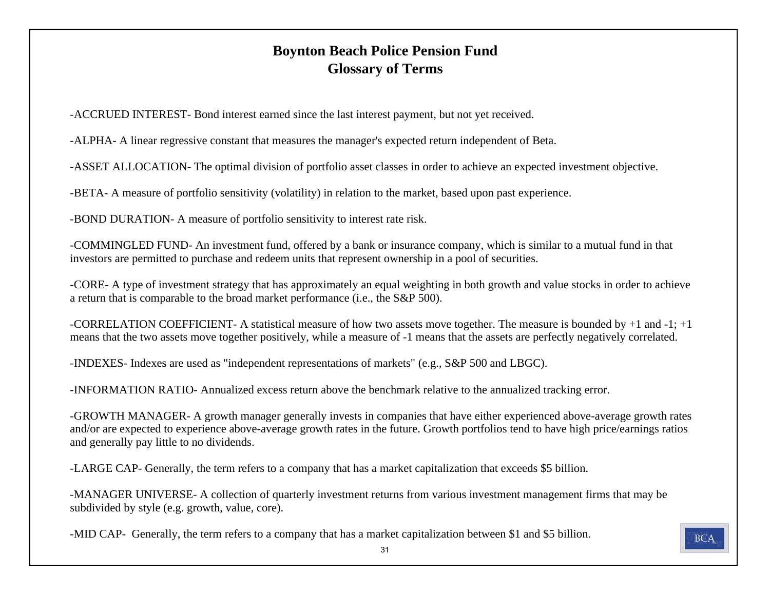# Boynton Beach Police Pension Fund
## Glossary of Terms

-ACCRUED INTEREST- Bond interest earned since the last interest payment, but not yet received.

-ALPHA- A linear regressive constant that measures the manager's expected return independent of Beta.

-ASSET ALLOCATION- The optimal division of portfolio asset classes in order to achieve an expected investment objective.

-BETA- A measure of portfolio sensitivity (volatility) in relation to the market, based upon past experience.

-BOND DURATION- A measure of portfolio sensitivity to interest rate risk.

-COMMINGLED FUND- An investment fund, offered by a bank or insurance company, which is similar to a mutual fund in that investors are permitted to purchase and redeem units that represent ownership in a pool of securities.

-CORE- A type of investment strategy that has approximately an equal weighting in both growth and value stocks in order to achieve a return that is comparable to the broad market performance (i.e., the S&P 500).

-CORRELATION COEFFICIENT- A statistical measure of how two assets move together. The measure is bounded by +1 and -1; +1 means that the two assets move together positively, while a measure of -1 means that the assets are perfectly negatively correlated.

-INDEXES- Indexes are used as "independent representations of markets" (e.g., S&P 500 and LBGC).

-INFORMATION RATIO- Annualized excess return above the benchmark relative to the annualized tracking error.

-GROWTH MANAGER- A growth manager generally invests in companies that have either experienced above-average growth rates and/or are expected to experience above-average growth rates in the future. Growth portfolios tend to have high price/earnings ratios and generally pay little to no dividends.

-LARGE CAP- Generally, the term refers to a company that has a market capitalization that exceeds $5 billion.

-MANAGER UNIVERSE- A collection of quarterly investment returns from various investment management firms that may be subdivided by style (e.g. growth, value, core).

-MID CAP- Generally, the term refers to a company that has a market capitalization between $1 and $5 billion.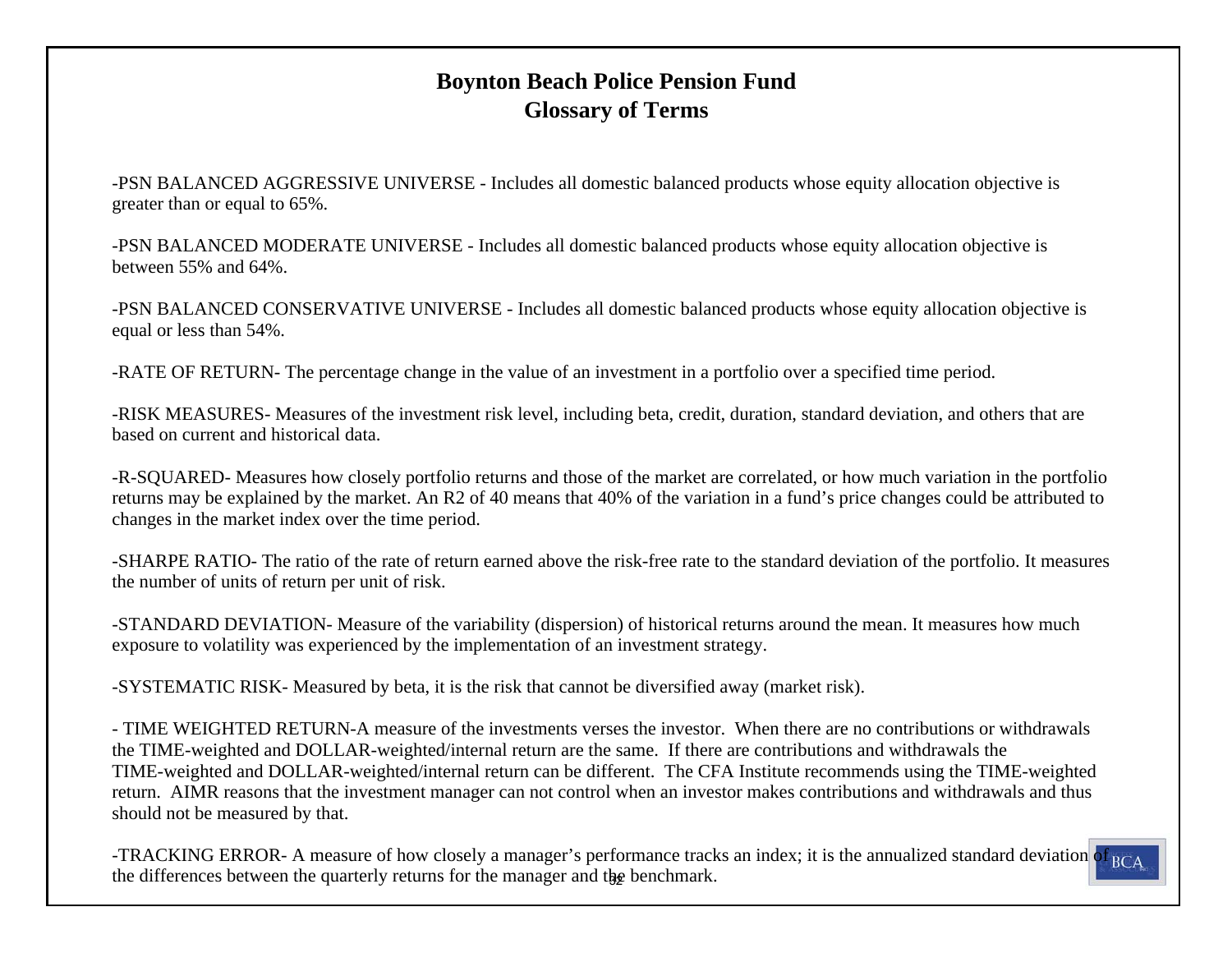# Boynton Beach Police Pension Fund
## Glossary of Terms

-PSN BALANCED AGGRESSIVE UNIVERSE - Includes all domestic balanced products whose equity allocation objective is greater than or equal to 65%.

-PSN BALANCED MODERATE UNIVERSE - Includes all domestic balanced products whose equity allocation objective is between 55% and 64%.

-PSN BALANCED CONSERVATIVE UNIVERSE - Includes all domestic balanced products whose equity allocation objective is equal or less than 54%.

-RATE OF RETURN- The percentage change in the value of an investment in a portfolio over a specified time period.

-RISK MEASURES- Measures of the investment risk level, including beta, credit, duration, standard deviation, and others that are based on current and historical data.

-R-SQUARED- Measures how closely portfolio returns and those of the market are correlated, or how much variation in the portfolio returns may be explained by the market. An R2 of 40 means that 40% of the variation in a fund's price changes could be attributed to changes in the market index over the time period.

-SHARPE RATIO- The ratio of the rate of return earned above the risk-free rate to the standard deviation of the portfolio. It measures the number of units of return per unit of risk.

-STANDARD DEVIATION- Measure of the variability (dispersion) of historical returns around the mean. It measures how much exposure to volatility was experienced by the implementation of an investment strategy.

-SYSTEMATIC RISK- Measured by beta, it is the risk that cannot be diversified away (market risk).

- TIME WEIGHTED RETURN-A measure of the investments verses the investor. When there are no contributions or withdrawals the TIME-weighted and DOLLAR-weighted/internal return are the same. If there are contributions and withdrawals the TIME-weighted and DOLLAR-weighted/internal return can be different. The CFA Institute recommends using the TIME-weighted return. AIMR reasons that the investment manager can not control when an investor makes contributions and withdrawals and thus should not be measured by that.

-TRACKING ERROR- A measure of how closely a manager's performance tracks an index; it is the annualized standard deviation of the differences between the quarterly returns for the manager and the benchmark.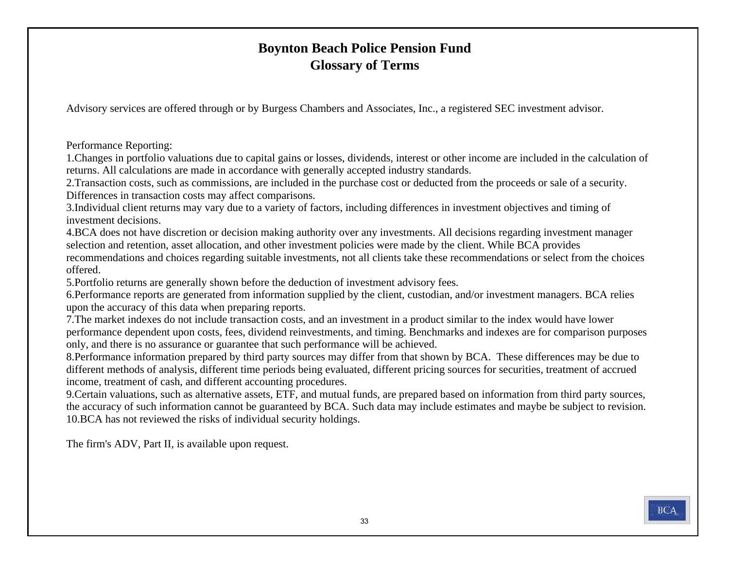# Boynton Beach Police Pension Fund
## Glossary of Terms

Advisory services are offered through or by Burgess Chambers and Associates, Inc., a registered SEC investment advisor.

Performance Reporting:

1.Changes in portfolio valuations due to capital gains or losses, dividends, interest or other income are included in the calculation of returns. All calculations are made in accordance with generally accepted industry standards.

2.Transaction costs, such as commissions, are included in the purchase cost or deducted from the proceeds or sale of a security. Differences in transaction costs may affect comparisons.

3.Individual client returns may vary due to a variety of factors, including differences in investment objectives and timing of investment decisions.

4.BCA does not have discretion or decision making authority over any investments. All decisions regarding investment manager selection and retention, asset allocation, and other investment policies were made by the client. While BCA provides recommendations and choices regarding suitable investments, not all clients take these recommendations or select from the choices offered.

5.Portfolio returns are generally shown before the deduction of investment advisory fees.

6.Performance reports are generated from information supplied by the client, custodian, and/or investment managers. BCA relies upon the accuracy of this data when preparing reports.

7.The market indexes do not include transaction costs, and an investment in a product similar to the index would have lower performance dependent upon costs, fees, dividend reinvestments, and timing. Benchmarks and indexes are for comparison purposes only, and there is no assurance or guarantee that such performance will be achieved.

8.Performance information prepared by third party sources may differ from that shown by BCA. These differences may be due to different methods of analysis, different time periods being evaluated, different pricing sources for securities, treatment of accrued income, treatment of cash, and different accounting procedures.

9.Certain valuations, such as alternative assets, ETF, and mutual funds, are prepared based on information from third party sources, the accuracy of such information cannot be guaranteed by BCA. Such data may include estimates and maybe be subject to revision.

10.BCA has not reviewed the risks of individual security holdings.

The firm's ADV, Part II, is available upon request.